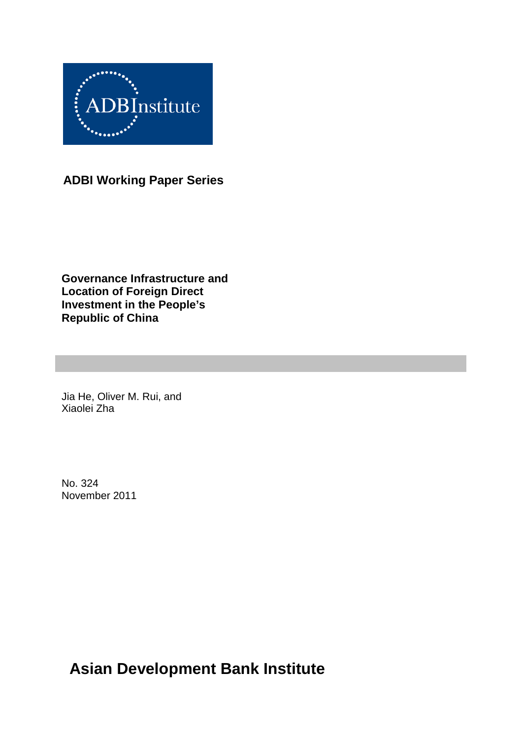ADBInstitute

**ADBI Working Paper Series**

# Governance Infrastructure and Location of Foreign Direct Investment in the People's Republic of China

Jia He, Oliver M. Rui, and Xiaolei Zha

No. 324
November 2011

**Asian Development Bank Institute**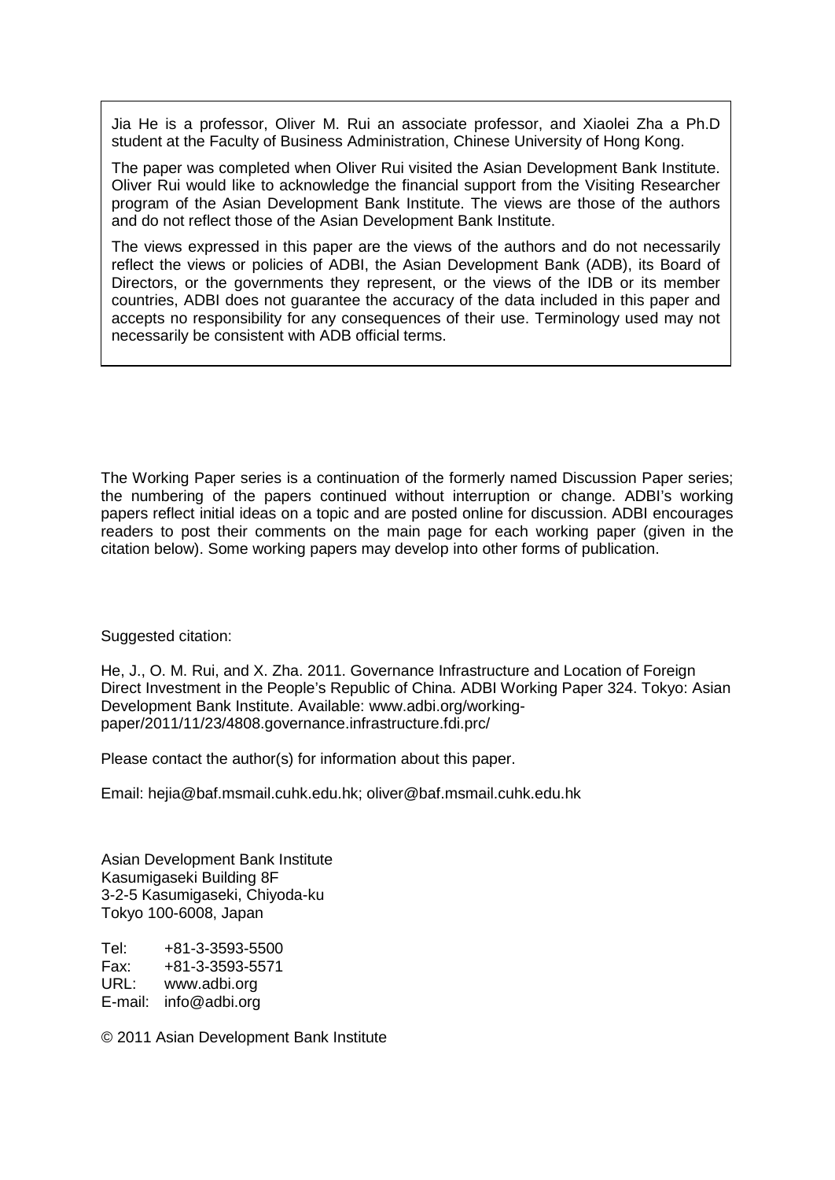Jia He is a professor, Oliver M. Rui an associate professor, and Xiaolei Zha a Ph.D student at the Faculty of Business Administration, Chinese University of Hong Kong.

The paper was completed when Oliver Rui visited the Asian Development Bank Institute. Oliver Rui would like to acknowledge the financial support from the Visiting Researcher program of the Asian Development Bank Institute. The views are those of the authors and do not reflect those of the Asian Development Bank Institute.

The views expressed in this paper are the views of the authors and do not necessarily reflect the views or policies of ADBI, the Asian Development Bank (ADB), its Board of Directors, or the governments they represent, or the views of the IDB or its member countries, ADBI does not guarantee the accuracy of the data included in this paper and accepts no responsibility for any consequences of their use. Terminology used may not necessarily be consistent with ADB official terms.

The Working Paper series is a continuation of the formerly named Discussion Paper series; the numbering of the papers continued without interruption or change. ADBI's working papers reflect initial ideas on a topic and are posted online for discussion. ADBI encourages readers to post their comments on the main page for each working paper (given in the citation below). Some working papers may develop into other forms of publication.

Suggested citation:

He, J., O. M. Rui, and X. Zha. 2011. Governance Infrastructure and Location of Foreign Direct Investment in the People's Republic of China. ADBI Working Paper 324. Tokyo: Asian Development Bank Institute. Available: www.adbi.org/working-paper/2011/11/23/4808.governance.infrastructure.fdi.prc/

Please contact the author(s) for information about this paper.

Email: hejia@baf.msmail.cuhk.edu.hk; oliver@baf.msmail.cuhk.edu.hk

Asian Development Bank Institute
Kasumigaseki Building 8F
3-2-5 Kasumigaseki, Chiyoda-ku
Tokyo 100-6008, Japan

Tel: +81-3-3593-5500
Fax: +81-3-3593-5571
URL: www.adbi.org
E-mail: info@adbi.org

© 2011 Asian Development Bank Institute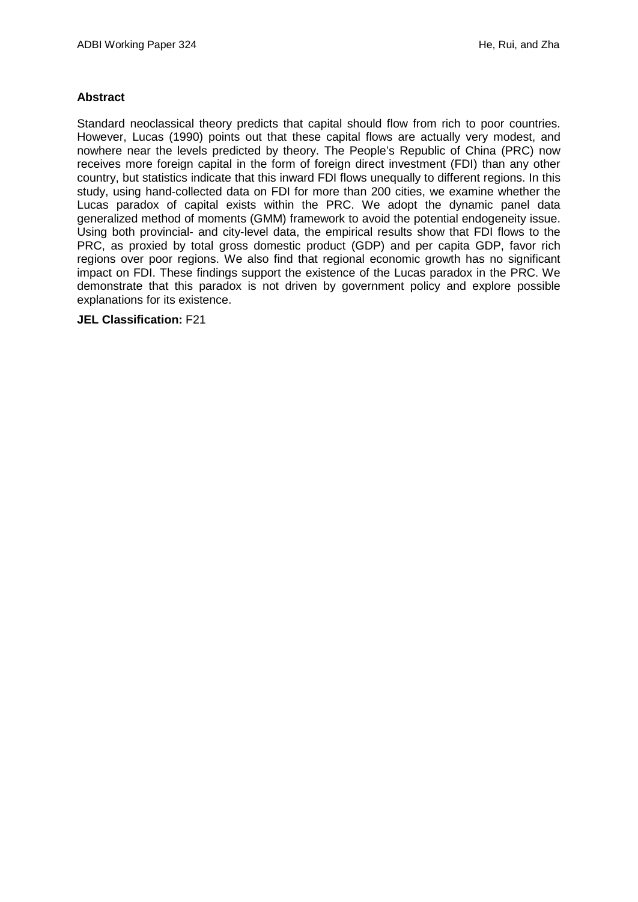**Abstract**

Standard neoclassical theory predicts that capital should flow from rich to poor countries. However, Lucas (1990) points out that these capital flows are actually very modest, and nowhere near the levels predicted by theory. The People's Republic of China (PRC) now receives more foreign capital in the form of foreign direct investment (FDI) than any other country, but statistics indicate that this inward FDI flows unequally to different regions. In this study, using hand-collected data on FDI for more than 200 cities, we examine whether the Lucas paradox of capital exists within the PRC. We adopt the dynamic panel data generalized method of moments (GMM) framework to avoid the potential endogeneity issue. Using both provincial- and city-level data, the empirical results show that FDI flows to the PRC, as proxied by total gross domestic product (GDP) and per capita GDP, favor rich regions over poor regions. We also find that regional economic growth has no significant impact on FDI. These findings support the existence of the Lucas paradox in the PRC. We demonstrate that this paradox is not driven by government policy and explore possible explanations for its existence.

**JEL Classification:** F21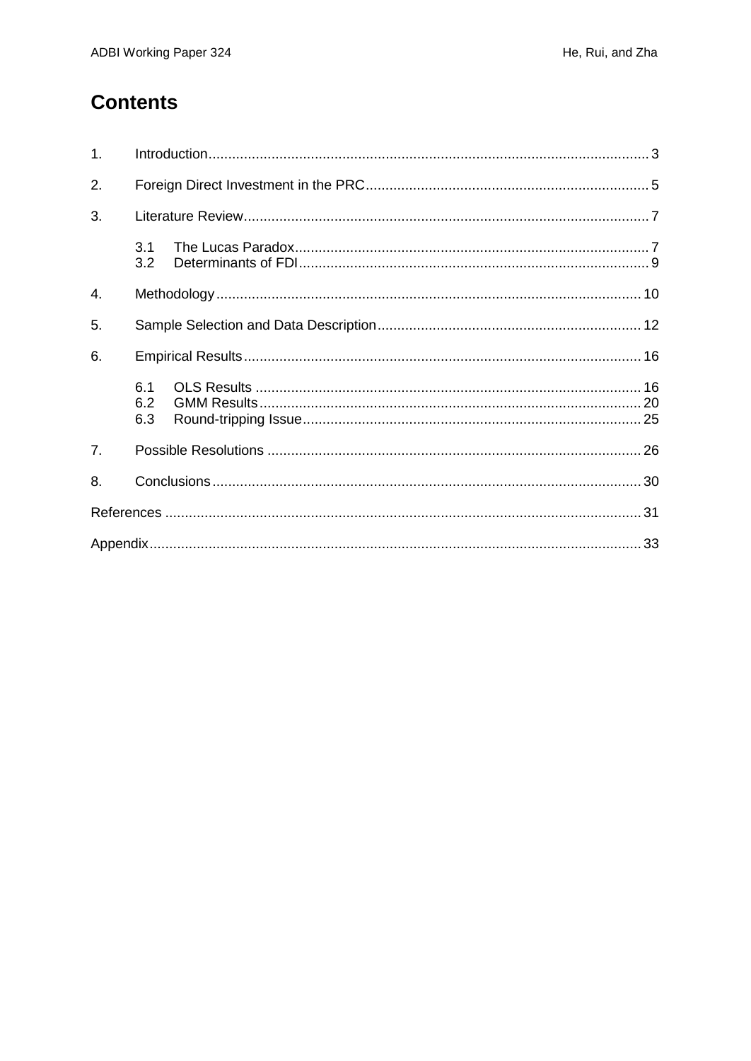# Contents

1. Introduction ........................................................................................................ 3
2. Foreign Direct Investment in the PRC ........................................................................ 5
3. Literature Review .................................................................................................. 7
   - 3.1 The Lucas Paradox ......................................................................................... 7
   - 3.2 Determinants of FDI ........................................................................................ 9
4. Methodology ........................................................................................................ 10
5. Sample Selection and Data Description .................................................................... 12
6. Empirical Results ................................................................................................. 16
   - 6.1 OLS Results ................................................................................................. 16
   - 6.2 GMM Results ................................................................................................ 20
   - 6.3 Round-tripping Issue ..................................................................................... 25
7. Possible Resolutions ............................................................................................. 26
8. Conclusions ......................................................................................................... 30

References .............................................................................................................. 31

Appendix ................................................................................................................ 33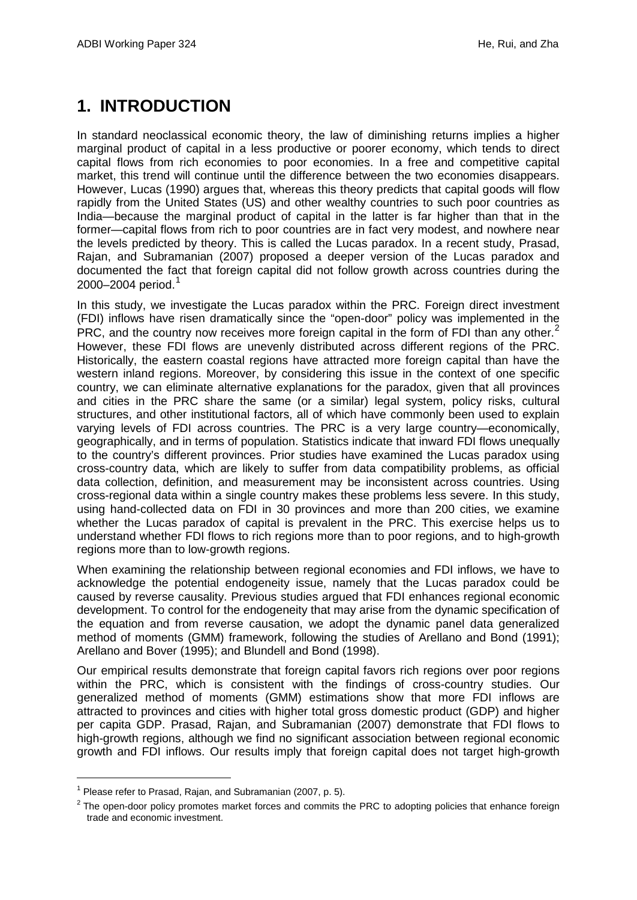# 1. INTRODUCTION

In standard neoclassical economic theory, the law of diminishing returns implies a higher marginal product of capital in a less productive or poorer economy, which tends to direct capital flows from rich economies to poor economies. In a free and competitive capital market, this trend will continue until the difference between the two economies disappears. However, Lucas (1990) argues that, whereas this theory predicts that capital goods will flow rapidly from the United States (US) and other wealthy countries to such poor countries as India—because the marginal product of capital in the latter is far higher than that in the former—capital flows from rich to poor countries are in fact very modest, and nowhere near the levels predicted by theory. This is called the Lucas paradox. In a recent study, Prasad, Rajan, and Subramanian (2007) proposed a deeper version of the Lucas paradox and documented the fact that foreign capital did not follow growth across countries during the 2000–2004 period.[1]

In this study, we investigate the Lucas paradox within the PRC. Foreign direct investment (FDI) inflows have risen dramatically since the "open-door" policy was implemented in the PRC, and the country now receives more foreign capital in the form of FDI than any other.[2] However, these FDI flows are unevenly distributed across different regions of the PRC. Historically, the eastern coastal regions have attracted more foreign capital than have the western inland regions. Moreover, by considering this issue in the context of one specific country, we can eliminate alternative explanations for the paradox, given that all provinces and cities in the PRC share the same (or a similar) legal system, policy risks, cultural structures, and other institutional factors, all of which have commonly been used to explain varying levels of FDI across countries. The PRC is a very large country—economically, geographically, and in terms of population. Statistics indicate that inward FDI flows unequally to the country's different provinces. Prior studies have examined the Lucas paradox using cross-country data, which are likely to suffer from data compatibility problems, as official data collection, definition, and measurement may be inconsistent across countries. Using cross-regional data within a single country makes these problems less severe. In this study, using hand-collected data on FDI in 30 provinces and more than 200 cities, we examine whether the Lucas paradox of capital is prevalent in the PRC. This exercise helps us to understand whether FDI flows to rich regions more than to poor regions, and to high-growth regions more than to low-growth regions.

When examining the relationship between regional economies and FDI inflows, we have to acknowledge the potential endogeneity issue, namely that the Lucas paradox could be caused by reverse causality. Previous studies argued that FDI enhances regional economic development. To control for the endogeneity that may arise from the dynamic specification of the equation and from reverse causation, we adopt the dynamic panel data generalized method of moments (GMM) framework, following the studies of Arellano and Bond (1991); Arellano and Bover (1995); and Blundell and Bond (1998).

Our empirical results demonstrate that foreign capital favors rich regions over poor regions within the PRC, which is consistent with the findings of cross-country studies. Our generalized method of moments (GMM) estimations show that more FDI inflows are attracted to provinces and cities with higher total gross domestic product (GDP) and higher per capita GDP. Prasad, Rajan, and Subramanian (2007) demonstrate that FDI flows to high-growth regions, although we find no significant association between regional economic growth and FDI inflows. Our results imply that foreign capital does not target high-growth

---

[1] Please refer to Prasad, Rajan, and Subramanian (2007, p. 5).

[2] The open-door policy promotes market forces and commits the PRC to adopting policies that enhance foreign trade and economic investment.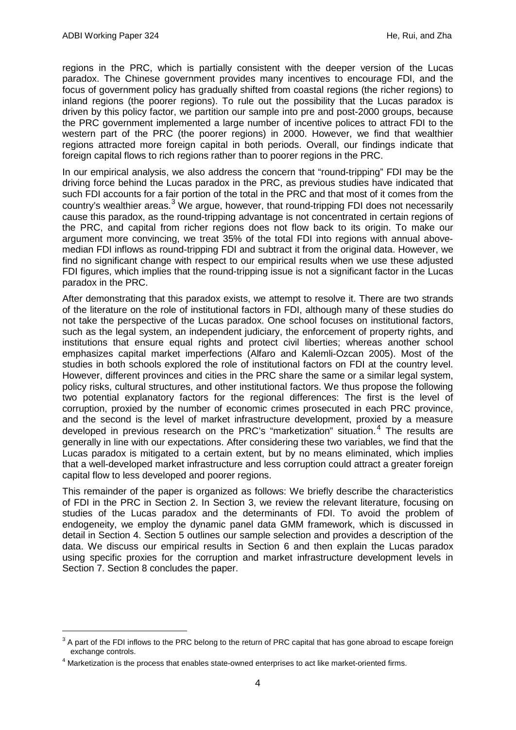regions in the PRC, which is partially consistent with the deeper version of the Lucas paradox. The Chinese government provides many incentives to encourage FDI, and the focus of government policy has gradually shifted from coastal regions (the richer regions) to inland regions (the poorer regions). To rule out the possibility that the Lucas paradox is driven by this policy factor, we partition our sample into pre and post-2000 groups, because the PRC government implemented a large number of incentive polices to attract FDI to the western part of the PRC (the poorer regions) in 2000. However, we find that wealthier regions attracted more foreign capital in both periods. Overall, our findings indicate that foreign capital flows to rich regions rather than to poorer regions in the PRC.

In our empirical analysis, we also address the concern that "round-tripping" FDI may be the driving force behind the Lucas paradox in the PRC, as previous studies have indicated that such FDI accounts for a fair portion of the total in the PRC and that most of it comes from the country's wealthier areas.[3] We argue, however, that round-tripping FDI does not necessarily cause this paradox, as the round-tripping advantage is not concentrated in certain regions of the PRC, and capital from richer regions does not flow back to its origin. To make our argument more convincing, we treat 35% of the total FDI into regions with annual above-median FDI inflows as round-tripping FDI and subtract it from the original data. However, we find no significant change with respect to our empirical results when we use these adjusted FDI figures, which implies that the round-tripping issue is not a significant factor in the Lucas paradox in the PRC.

After demonstrating that this paradox exists, we attempt to resolve it. There are two strands of the literature on the role of institutional factors in FDI, although many of these studies do not take the perspective of the Lucas paradox. One school focuses on institutional factors, such as the legal system, an independent judiciary, the enforcement of property rights, and institutions that ensure equal rights and protect civil liberties; whereas another school emphasizes capital market imperfections (Alfaro and Kalemli-Ozcan 2005). Most of the studies in both schools explored the role of institutional factors on FDI at the country level. However, different provinces and cities in the PRC share the same or a similar legal system, policy risks, cultural structures, and other institutional factors. We thus propose the following two potential explanatory factors for the regional differences: The first is the level of corruption, proxied by the number of economic crimes prosecuted in each PRC province, and the second is the level of market infrastructure development, proxied by a measure developed in previous research on the PRC's "marketization" situation.[4] The results are generally in line with our expectations. After considering these two variables, we find that the Lucas paradox is mitigated to a certain extent, but by no means eliminated, which implies that a well-developed market infrastructure and less corruption could attract a greater foreign capital flow to less developed and poorer regions.

This remainder of the paper is organized as follows: We briefly describe the characteristics of FDI in the PRC in Section 2. In Section 3, we review the relevant literature, focusing on studies of the Lucas paradox and the determinants of FDI. To avoid the problem of endogeneity, we employ the dynamic panel data GMM framework, which is discussed in detail in Section 4. Section 5 outlines our sample selection and provides a description of the data. We discuss our empirical results in Section 6 and then explain the Lucas paradox using specific proxies for the corruption and market infrastructure development levels in Section 7. Section 8 concludes the paper.

[3] A part of the FDI inflows to the PRC belong to the return of PRC capital that has gone abroad to escape foreign exchange controls.

[4] Marketization is the process that enables state-owned enterprises to act like market-oriented firms.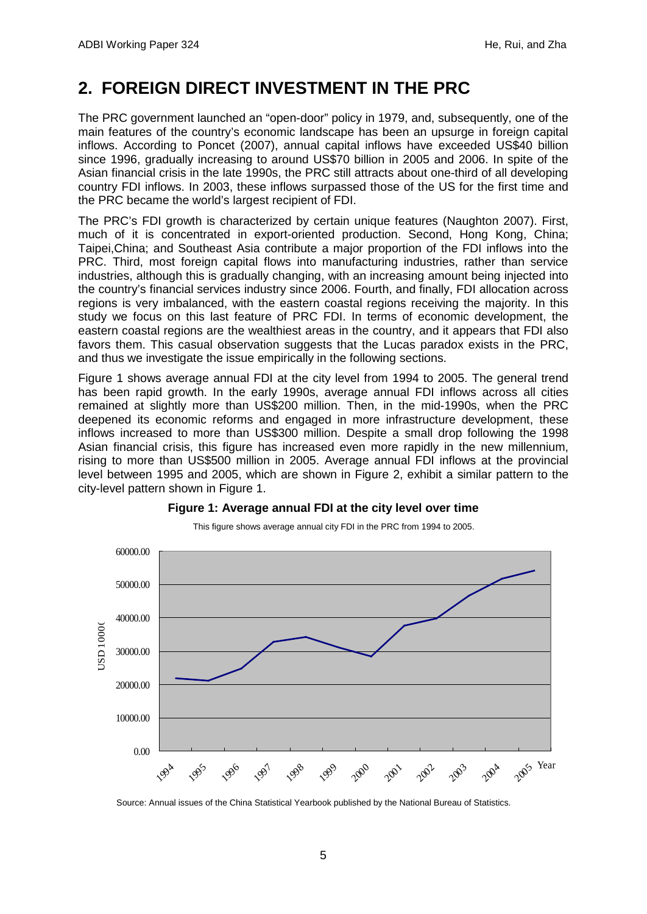## 2. FOREIGN DIRECT INVESTMENT IN THE PRC

The PRC government launched an "open-door" policy in 1979, and, subsequently, one of the main features of the country's economic landscape has been an upsurge in foreign capital inflows. According to Poncet (2007), annual capital inflows have exceeded US$40 billion since 1996, gradually increasing to around US$70 billion in 2005 and 2006. In spite of the Asian financial crisis in the late 1990s, the PRC still attracts about one-third of all developing country FDI inflows. In 2003, these inflows surpassed those of the US for the first time and the PRC became the world's largest recipient of FDI.

The PRC's FDI growth is characterized by certain unique features (Naughton 2007). First, much of it is concentrated in export-oriented production. Second, Hong Kong, China; Taipei,China; and Southeast Asia contribute a major proportion of the FDI inflows into the PRC. Third, most foreign capital flows into manufacturing industries, rather than service industries, although this is gradually changing, with an increasing amount being injected into the country's financial services industry since 2006. Fourth, and finally, FDI allocation across regions is very imbalanced, with the eastern coastal regions receiving the majority. In this study we focus on this last feature of PRC FDI. In terms of economic development, the eastern coastal regions are the wealthiest areas in the country, and it appears that FDI also favors them. This casual observation suggests that the Lucas paradox exists in the PRC, and thus we investigate the issue empirically in the following sections.

Figure 1 shows average annual FDI at the city level from 1994 to 2005. The general trend has been rapid growth. In the early 1990s, average annual FDI inflows across all cities remained at slightly more than US$200 million. Then, in the mid-1990s, when the PRC deepened its economic reforms and engaged in more infrastructure development, these inflows increased to more than US$300 million. Despite a small drop following the 1998 Asian financial crisis, this figure has increased even more rapidly in the new millennium, rising to more than US$500 million in 2005. Average annual FDI inflows at the provincial level between 1995 and 2005, which are shown in Figure 2, exhibit a similar pattern to the city-level pattern shown in Figure 1.

**Figure 1: Average annual FDI at the city level over time**

This figure shows average annual city FDI in the PRC from 1994 to 2005.

Source: Annual issues of the China Statistical Yearbook published by the National Bureau of Statistics.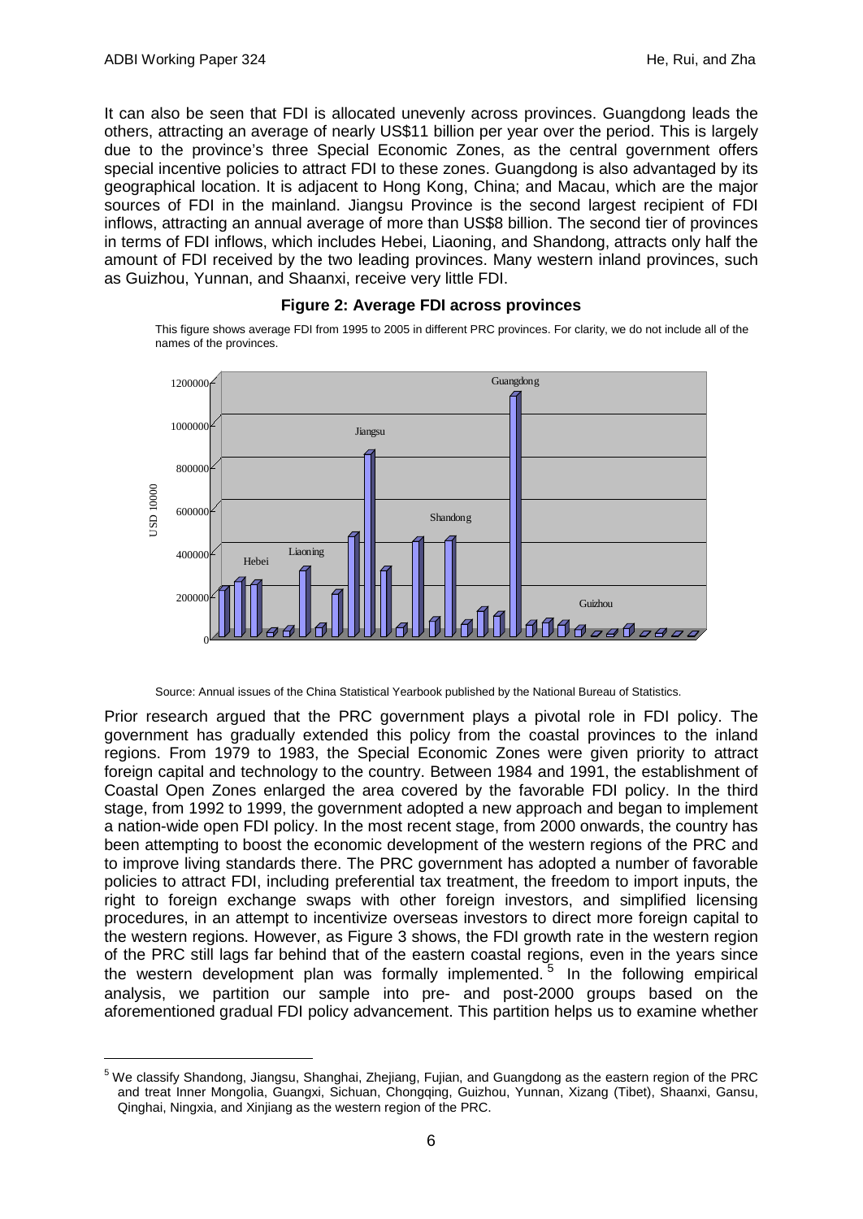It can also be seen that FDI is allocated unevenly across provinces. Guangdong leads the others, attracting an average of nearly US$11 billion per year over the period. This is largely due to the province's three Special Economic Zones, as the central government offers special incentive policies to attract FDI to these zones. Guangdong is also advantaged by its geographical location. It is adjacent to Hong Kong, China; and Macau, which are the major sources of FDI in the mainland. Jiangsu Province is the second largest recipient of FDI inflows, attracting an annual average of more than US$8 billion. The second tier of provinces in terms of FDI inflows, which includes Hebei, Liaoning, and Shandong, attracts only half the amount of FDI received by the two leading provinces. Many western inland provinces, such as Guizhou, Yunnan, and Shaanxi, receive very little FDI.

**Figure 2: Average FDI across provinces**

This figure shows average FDI from 1995 to 2005 in different PRC provinces. For clarity, we do not include all of the names of the provinces.

Source: Annual issues of the China Statistical Yearbook published by the National Bureau of Statistics.

Prior research argued that the PRC government plays a pivotal role in FDI policy. The government has gradually extended this policy from the coastal provinces to the inland regions. From 1979 to 1983, the Special Economic Zones were given priority to attract foreign capital and technology to the country. Between 1984 and 1991, the establishment of Coastal Open Zones enlarged the area covered by the favorable FDI policy. In the third stage, from 1992 to 1999, the government adopted a new approach and began to implement a nation-wide open FDI policy. In the most recent stage, from 2000 onwards, the country has been attempting to boost the economic development of the western regions of the PRC and to improve living standards there. The PRC government has adopted a number of favorable policies to attract FDI, including preferential tax treatment, the freedom to import inputs, the right to foreign exchange swaps with other foreign investors, and simplified licensing procedures, in an attempt to incentivize overseas investors to direct more foreign capital to the western regions. However, as Figure 3 shows, the FDI growth rate in the western region of the PRC still lags far behind that of the eastern coastal regions, even in the years since the western development plan was formally implemented.[5] In the following empirical analysis, we partition our sample into pre- and post-2000 groups based on the aforementioned gradual FDI policy advancement. This partition helps us to examine whether

[5] We classify Shandong, Jiangsu, Shanghai, Zhejiang, Fujian, and Guangdong as the eastern region of the PRC and treat Inner Mongolia, Guangxi, Sichuan, Chongqing, Guizhou, Yunnan, Xizang (Tibet), Shaanxi, Gansu, Qinghai, Ningxia, and Xinjiang as the western region of the PRC.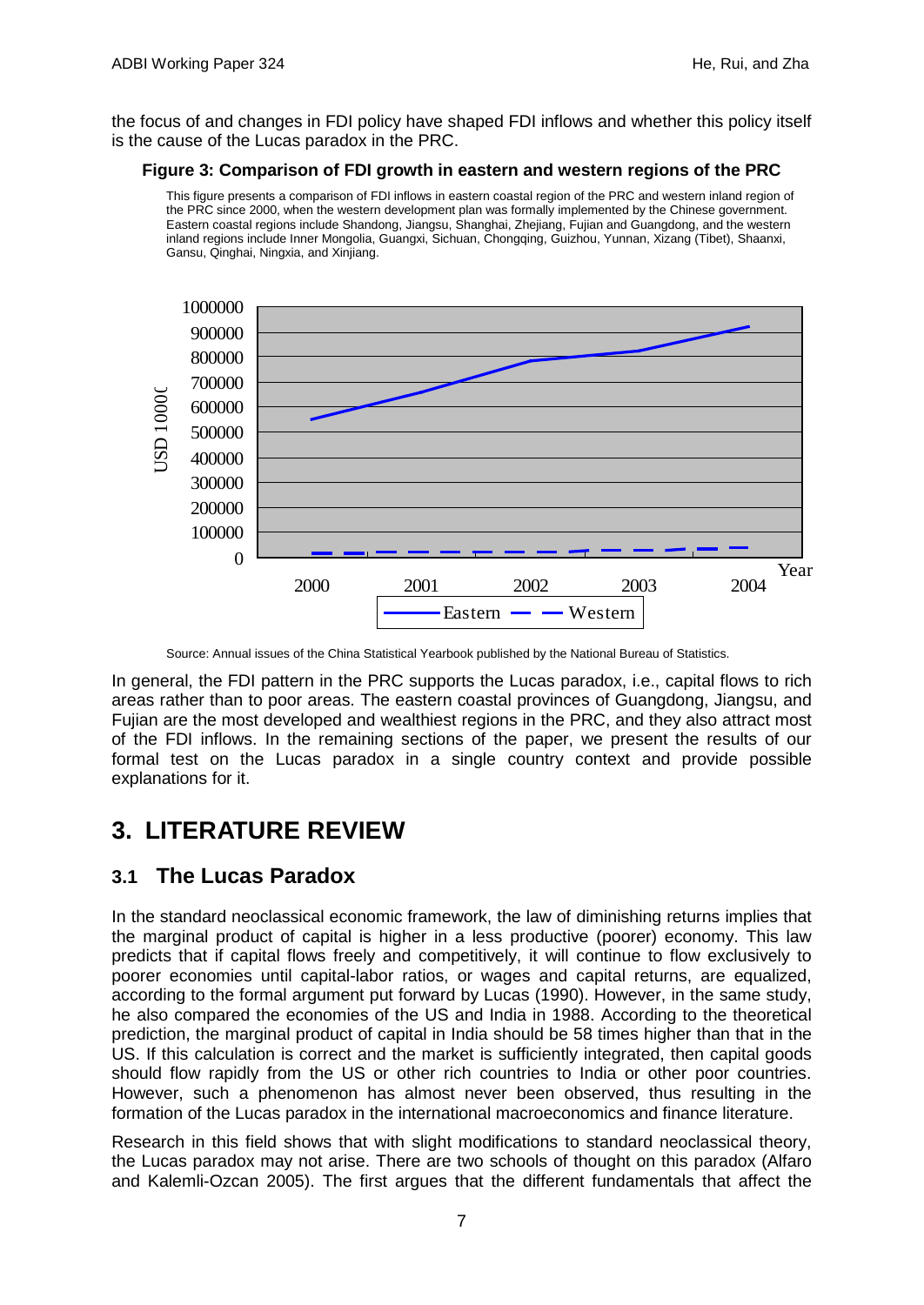the focus of and changes in FDI policy have shaped FDI inflows and whether this policy itself is the cause of the Lucas paradox in the PRC.

**Figure 3: Comparison of FDI growth in eastern and western regions of the PRC**

This figure presents a comparison of FDI inflows in eastern coastal region of the PRC and western inland region of the PRC since 2000, when the western development plan was formally implemented by the Chinese government. Eastern coastal regions include Shandong, Jiangsu, Shanghai, Zhejiang, Fujian and Guangdong, and the western inland regions include Inner Mongolia, Guangxi, Sichuan, Chongqing, Guizhou, Yunnan, Xizang (Tibet), Shaanxi, Gansu, Qinghai, Ningxia, and Xinjiang.

Source: Annual issues of the China Statistical Yearbook published by the National Bureau of Statistics.

In general, the FDI pattern in the PRC supports the Lucas paradox, i.e., capital flows to rich areas rather than to poor areas. The eastern coastal provinces of Guangdong, Jiangsu, and Fujian are the most developed and wealthiest regions in the PRC, and they also attract most of the FDI inflows. In the remaining sections of the paper, we present the results of our formal test on the Lucas paradox in a single country context and provide possible explanations for it.

# 3. LITERATURE REVIEW

## 3.1 The Lucas Paradox

In the standard neoclassical economic framework, the law of diminishing returns implies that the marginal product of capital is higher in a less productive (poorer) economy. This law predicts that if capital flows freely and competitively, it will continue to flow exclusively to poorer economies until capital-labor ratios, or wages and capital returns, are equalized, according to the formal argument put forward by Lucas (1990). However, in the same study, he also compared the economies of the US and India in 1988. According to the theoretical prediction, the marginal product of capital in India should be 58 times higher than that in the US. If this calculation is correct and the market is sufficiently integrated, then capital goods should flow rapidly from the US or other rich countries to India or other poor countries. However, such a phenomenon has almost never been observed, thus resulting in the formation of the Lucas paradox in the international macroeconomics and finance literature.

Research in this field shows that with slight modifications to standard neoclassical theory, the Lucas paradox may not arise. There are two schools of thought on this paradox (Alfaro and Kalemli-Ozcan 2005). The first argues that the different fundamentals that affect the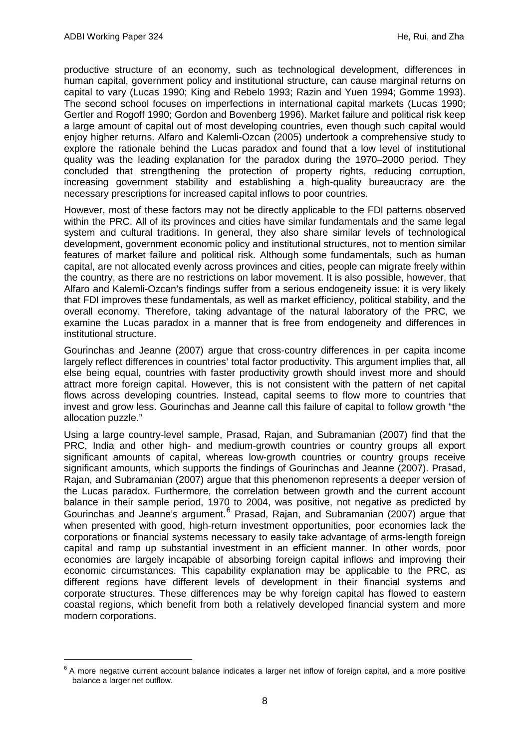productive structure of an economy, such as technological development, differences in human capital, government policy and institutional structure, can cause marginal returns on capital to vary (Lucas 1990; King and Rebelo 1993; Razin and Yuen 1994; Gomme 1993). The second school focuses on imperfections in international capital markets (Lucas 1990; Gertler and Rogoff 1990; Gordon and Bovenberg 1996). Market failure and political risk keep a large amount of capital out of most developing countries, even though such capital would enjoy higher returns. Alfaro and Kalemli-Ozcan (2005) undertook a comprehensive study to explore the rationale behind the Lucas paradox and found that a low level of institutional quality was the leading explanation for the paradox during the 1970–2000 period. They concluded that strengthening the protection of property rights, reducing corruption, increasing government stability and establishing a high-quality bureaucracy are the necessary prescriptions for increased capital inflows to poor countries.

However, most of these factors may not be directly applicable to the FDI patterns observed within the PRC. All of its provinces and cities have similar fundamentals and the same legal system and cultural traditions. In general, they also share similar levels of technological development, government economic policy and institutional structures, not to mention similar features of market failure and political risk. Although some fundamentals, such as human capital, are not allocated evenly across provinces and cities, people can migrate freely within the country, as there are no restrictions on labor movement. It is also possible, however, that Alfaro and Kalemli-Ozcan's findings suffer from a serious endogeneity issue: it is very likely that FDI improves these fundamentals, as well as market efficiency, political stability, and the overall economy. Therefore, taking advantage of the natural laboratory of the PRC, we examine the Lucas paradox in a manner that is free from endogeneity and differences in institutional structure.

Gourinchas and Jeanne (2007) argue that cross-country differences in per capita income largely reflect differences in countries' total factor productivity. This argument implies that, all else being equal, countries with faster productivity growth should invest more and should attract more foreign capital. However, this is not consistent with the pattern of net capital flows across developing countries. Instead, capital seems to flow more to countries that invest and grow less. Gourinchas and Jeanne call this failure of capital to follow growth "the allocation puzzle."

Using a large country-level sample, Prasad, Rajan, and Subramanian (2007) find that the PRC, India and other high- and medium-growth countries or country groups all export significant amounts of capital, whereas low-growth countries or country groups receive significant amounts, which supports the findings of Gourinchas and Jeanne (2007). Prasad, Rajan, and Subramanian (2007) argue that this phenomenon represents a deeper version of the Lucas paradox. Furthermore, the correlation between growth and the current account balance in their sample period, 1970 to 2004, was positive, not negative as predicted by Gourinchas and Jeanne's argument.[6] Prasad, Rajan, and Subramanian (2007) argue that when presented with good, high-return investment opportunities, poor economies lack the corporations or financial systems necessary to easily take advantage of arms-length foreign capital and ramp up substantial investment in an efficient manner. In other words, poor economies are largely incapable of absorbing foreign capital inflows and improving their economic circumstances. This capability explanation may be applicable to the PRC, as different regions have different levels of development in their financial systems and corporate structures. These differences may be why foreign capital has flowed to eastern coastal regions, which benefit from both a relatively developed financial system and more modern corporations.

[6] A more negative current account balance indicates a larger net inflow of foreign capital, and a more positive balance a larger net outflow.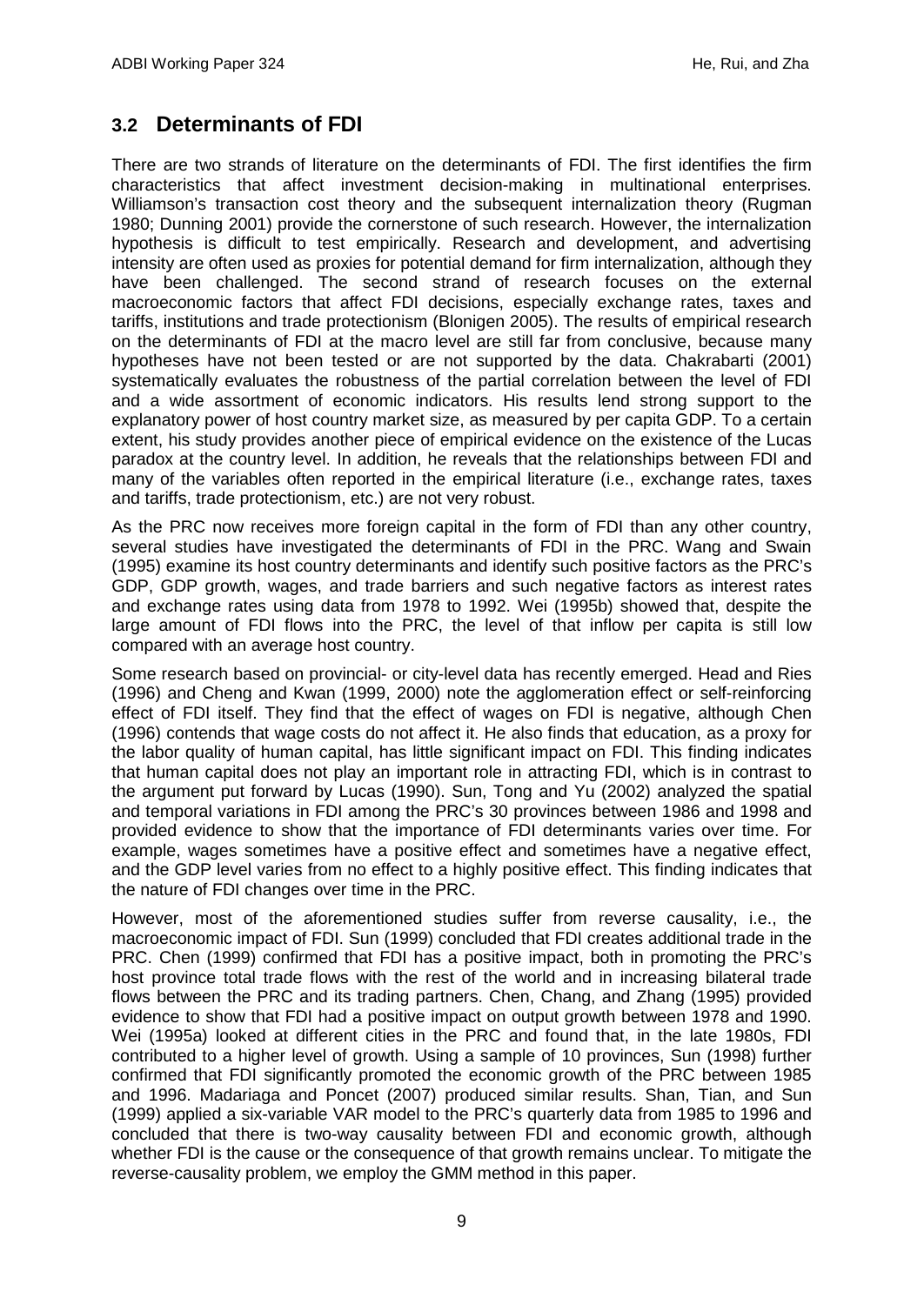## 3.2 Determinants of FDI

There are two strands of literature on the determinants of FDI. The first identifies the firm characteristics that affect investment decision-making in multinational enterprises. Williamson's transaction cost theory and the subsequent internalization theory (Rugman 1980; Dunning 2001) provide the cornerstone of such research. However, the internalization hypothesis is difficult to test empirically. Research and development, and advertising intensity are often used as proxies for potential demand for firm internalization, although they have been challenged. The second strand of research focuses on the external macroeconomic factors that affect FDI decisions, especially exchange rates, taxes and tariffs, institutions and trade protectionism (Blonigen 2005). The results of empirical research on the determinants of FDI at the macro level are still far from conclusive, because many hypotheses have not been tested or are not supported by the data. Chakrabarti (2001) systematically evaluates the robustness of the partial correlation between the level of FDI and a wide assortment of economic indicators. His results lend strong support to the explanatory power of host country market size, as measured by per capita GDP. To a certain extent, his study provides another piece of empirical evidence on the existence of the Lucas paradox at the country level. In addition, he reveals that the relationships between FDI and many of the variables often reported in the empirical literature (i.e., exchange rates, taxes and tariffs, trade protectionism, etc.) are not very robust.

As the PRC now receives more foreign capital in the form of FDI than any other country, several studies have investigated the determinants of FDI in the PRC. Wang and Swain (1995) examine its host country determinants and identify such positive factors as the PRC's GDP, GDP growth, wages, and trade barriers and such negative factors as interest rates and exchange rates using data from 1978 to 1992. Wei (1995b) showed that, despite the large amount of FDI flows into the PRC, the level of that inflow per capita is still low compared with an average host country.

Some research based on provincial- or city-level data has recently emerged. Head and Ries (1996) and Cheng and Kwan (1999, 2000) note the agglomeration effect or self-reinforcing effect of FDI itself. They find that the effect of wages on FDI is negative, although Chen (1996) contends that wage costs do not affect it. He also finds that education, as a proxy for the labor quality of human capital, has little significant impact on FDI. This finding indicates that human capital does not play an important role in attracting FDI, which is in contrast to the argument put forward by Lucas (1990). Sun, Tong and Yu (2002) analyzed the spatial and temporal variations in FDI among the PRC's 30 provinces between 1986 and 1998 and provided evidence to show that the importance of FDI determinants varies over time. For example, wages sometimes have a positive effect and sometimes have a negative effect, and the GDP level varies from no effect to a highly positive effect. This finding indicates that the nature of FDI changes over time in the PRC.

However, most of the aforementioned studies suffer from reverse causality, i.e., the macroeconomic impact of FDI. Sun (1999) concluded that FDI creates additional trade in the PRC. Chen (1999) confirmed that FDI has a positive impact, both in promoting the PRC's host province total trade flows with the rest of the world and in increasing bilateral trade flows between the PRC and its trading partners. Chen, Chang, and Zhang (1995) provided evidence to show that FDI had a positive impact on output growth between 1978 and 1990. Wei (1995a) looked at different cities in the PRC and found that, in the late 1980s, FDI contributed to a higher level of growth. Using a sample of 10 provinces, Sun (1998) further confirmed that FDI significantly promoted the economic growth of the PRC between 1985 and 1996. Madariaga and Poncet (2007) produced similar results. Shan, Tian, and Sun (1999) applied a six-variable VAR model to the PRC's quarterly data from 1985 to 1996 and concluded that there is two-way causality between FDI and economic growth, although whether FDI is the cause or the consequence of that growth remains unclear. To mitigate the reverse-causality problem, we employ the GMM method in this paper.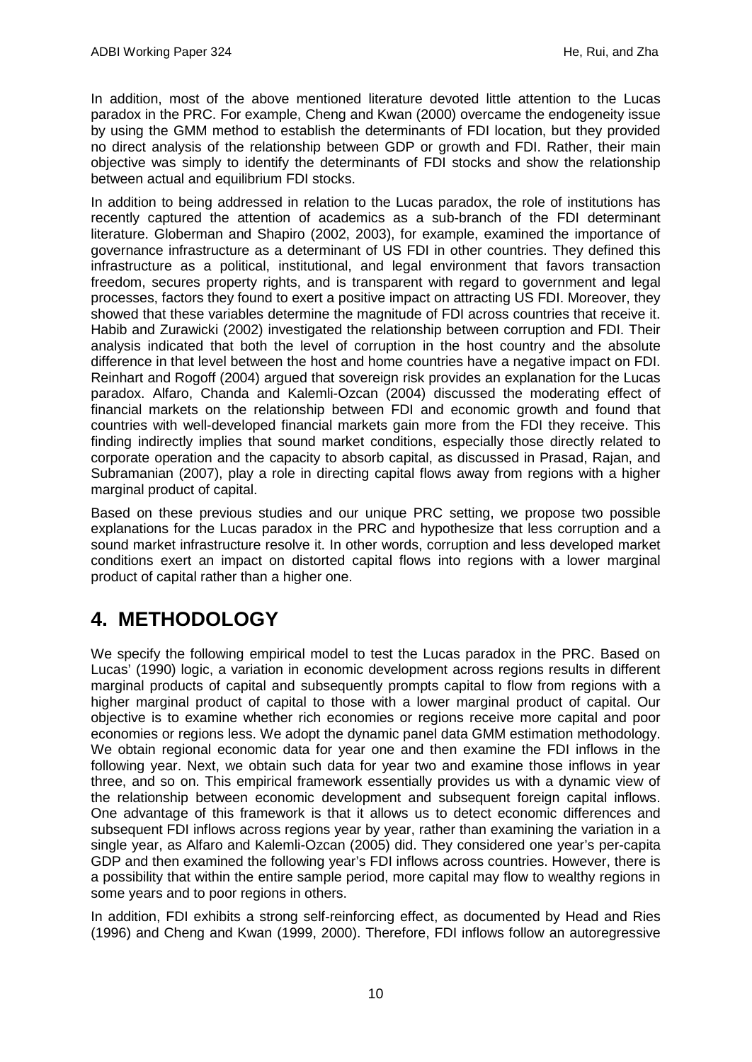In addition, most of the above mentioned literature devoted little attention to the Lucas paradox in the PRC. For example, Cheng and Kwan (2000) overcame the endogeneity issue by using the GMM method to establish the determinants of FDI location, but they provided no direct analysis of the relationship between GDP or growth and FDI. Rather, their main objective was simply to identify the determinants of FDI stocks and show the relationship between actual and equilibrium FDI stocks.

In addition to being addressed in relation to the Lucas paradox, the role of institutions has recently captured the attention of academics as a sub-branch of the FDI determinant literature. Globerman and Shapiro (2002, 2003), for example, examined the importance of governance infrastructure as a determinant of US FDI in other countries. They defined this infrastructure as a political, institutional, and legal environment that favors transaction freedom, secures property rights, and is transparent with regard to government and legal processes, factors they found to exert a positive impact on attracting US FDI. Moreover, they showed that these variables determine the magnitude of FDI across countries that receive it. Habib and Zurawicki (2002) investigated the relationship between corruption and FDI. Their analysis indicated that both the level of corruption in the host country and the absolute difference in that level between the host and home countries have a negative impact on FDI. Reinhart and Rogoff (2004) argued that sovereign risk provides an explanation for the Lucas paradox. Alfaro, Chanda and Kalemli-Ozcan (2004) discussed the moderating effect of financial markets on the relationship between FDI and economic growth and found that countries with well-developed financial markets gain more from the FDI they receive. This finding indirectly implies that sound market conditions, especially those directly related to corporate operation and the capacity to absorb capital, as discussed in Prasad, Rajan, and Subramanian (2007), play a role in directing capital flows away from regions with a higher marginal product of capital.

Based on these previous studies and our unique PRC setting, we propose two possible explanations for the Lucas paradox in the PRC and hypothesize that less corruption and a sound market infrastructure resolve it. In other words, corruption and less developed market conditions exert an impact on distorted capital flows into regions with a lower marginal product of capital rather than a higher one.

# 4. METHODOLOGY

We specify the following empirical model to test the Lucas paradox in the PRC. Based on Lucas' (1990) logic, a variation in economic development across regions results in different marginal products of capital and subsequently prompts capital to flow from regions with a higher marginal product of capital to those with a lower marginal product of capital. Our objective is to examine whether rich economies or regions receive more capital and poor economies or regions less. We adopt the dynamic panel data GMM estimation methodology. We obtain regional economic data for year one and then examine the FDI inflows in the following year. Next, we obtain such data for year two and examine those inflows in year three, and so on. This empirical framework essentially provides us with a dynamic view of the relationship between economic development and subsequent foreign capital inflows. One advantage of this framework is that it allows us to detect economic differences and subsequent FDI inflows across regions year by year, rather than examining the variation in a single year, as Alfaro and Kalemli-Ozcan (2005) did. They considered one year's per-capita GDP and then examined the following year's FDI inflows across countries. However, there is a possibility that within the entire sample period, more capital may flow to wealthy regions in some years and to poor regions in others.

In addition, FDI exhibits a strong self-reinforcing effect, as documented by Head and Ries (1996) and Cheng and Kwan (1999, 2000). Therefore, FDI inflows follow an autoregressive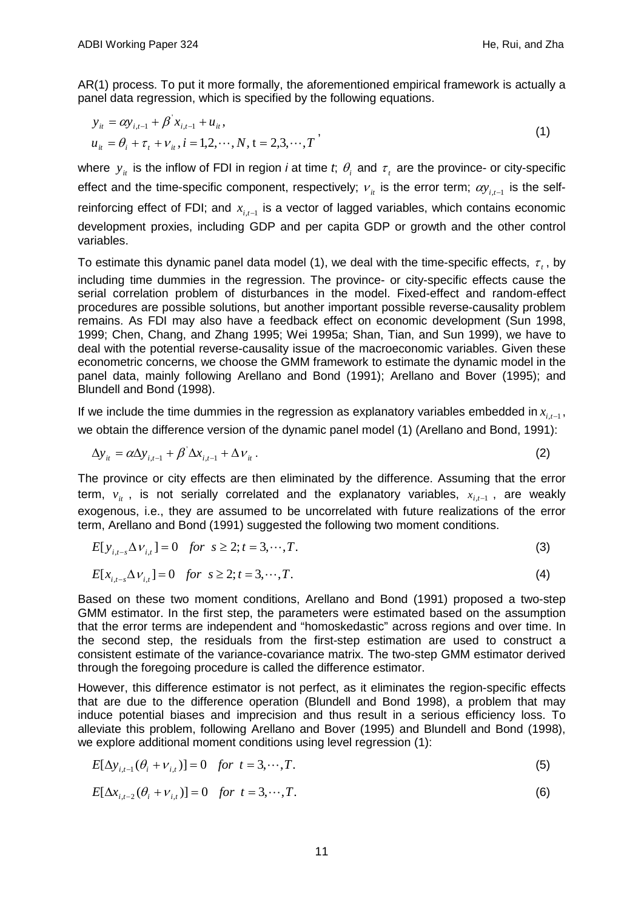AR(1) process. To put it more formally, the aforementioned empirical framework is actually a panel data regression, which is specified by the following equations.

$$y_{it} = \alpha y_{i,t-1} + \beta' x_{i,t-1} + u_{it},$$
$$u_{it} = \theta_i + \tau_t + \nu_{it}, i = 1,2,\cdots,N, \text{t} = 2,3,\cdots,T \quad (1)$$

where $y_{it}$ is the inflow of FDI in region *i* at time *t*; $\theta_i$ and $\tau_t$ are the province- or city-specific effect and the time-specific component, respectively; $\nu_{it}$ is the error term; $\alpha y_{i,t-1}$ is the self-reinforcing effect of FDI; and $x_{i,t-1}$ is a vector of lagged variables, which contains economic development proxies, including GDP and per capita GDP or growth and the other control variables.

To estimate this dynamic panel data model (1), we deal with the time-specific effects, $\tau_t$, by including time dummies in the regression. The province- or city-specific effects cause the serial correlation problem of disturbances in the model. Fixed-effect and random-effect procedures are possible solutions, but another important possible reverse-causality problem remains. As FDI may also have a feedback effect on economic development (Sun 1998, 1999; Chen, Chang, and Zhang 1995; Wei 1995a; Shan, Tian, and Sun 1999), we have to deal with the potential reverse-causality issue of the macroeconomic variables. Given these econometric concerns, we choose the GMM framework to estimate the dynamic model in the panel data, mainly following Arellano and Bond (1991); Arellano and Bover (1995); and Blundell and Bond (1998).

If we include the time dummies in the regression as explanatory variables embedded in $x_{i,t-1}$, we obtain the difference version of the dynamic panel model (1) (Arellano and Bond, 1991):

$$\Delta y_{it} = \alpha \Delta y_{i,t-1} + \beta' \Delta x_{i,t-1} + \Delta \nu_{it}. \quad (2)$$

The province or city effects are then eliminated by the difference. Assuming that the error term, $\nu_{it}$, is not serially correlated and the explanatory variables, $x_{i,t-1}$, are weakly exogenous, i.e., they are assumed to be uncorrelated with future realizations of the error term, Arellano and Bond (1991) suggested the following two moment conditions.

$$E[y_{i,t-s} \Delta \nu_{i,t}] = 0 \quad for \;\; s \geq 2; t = 3,\cdots,T. \quad (3)$$

$$E[x_{i,t-s} \Delta \nu_{i,t}] = 0 \quad for \;\; s \geq 2; t = 3,\cdots,T. \quad (4)$$

Based on these two moment conditions, Arellano and Bond (1991) proposed a two-step GMM estimator. In the first step, the parameters were estimated based on the assumption that the error terms are independent and "homoskedastic" across regions and over time. In the second step, the residuals from the first-step estimation are used to construct a consistent estimate of the variance-covariance matrix. The two-step GMM estimator derived through the foregoing procedure is called the difference estimator.

However, this difference estimator is not perfect, as it eliminates the region-specific effects that are due to the difference operation (Blundell and Bond 1998), a problem that may induce potential biases and imprecision and thus result in a serious efficiency loss. To alleviate this problem, following Arellano and Bover (1995) and Blundell and Bond (1998), we explore additional moment conditions using level regression (1):

$$E[\Delta y_{i,t-1}(\theta_i + \nu_{i,t})] = 0 \quad for \;\; t = 3,\cdots,T. \quad (5)$$

$$E[\Delta x_{i,t-2}(\theta_i + \nu_{i,t})] = 0 \quad for \;\; t = 3,\cdots,T. \quad (6)$$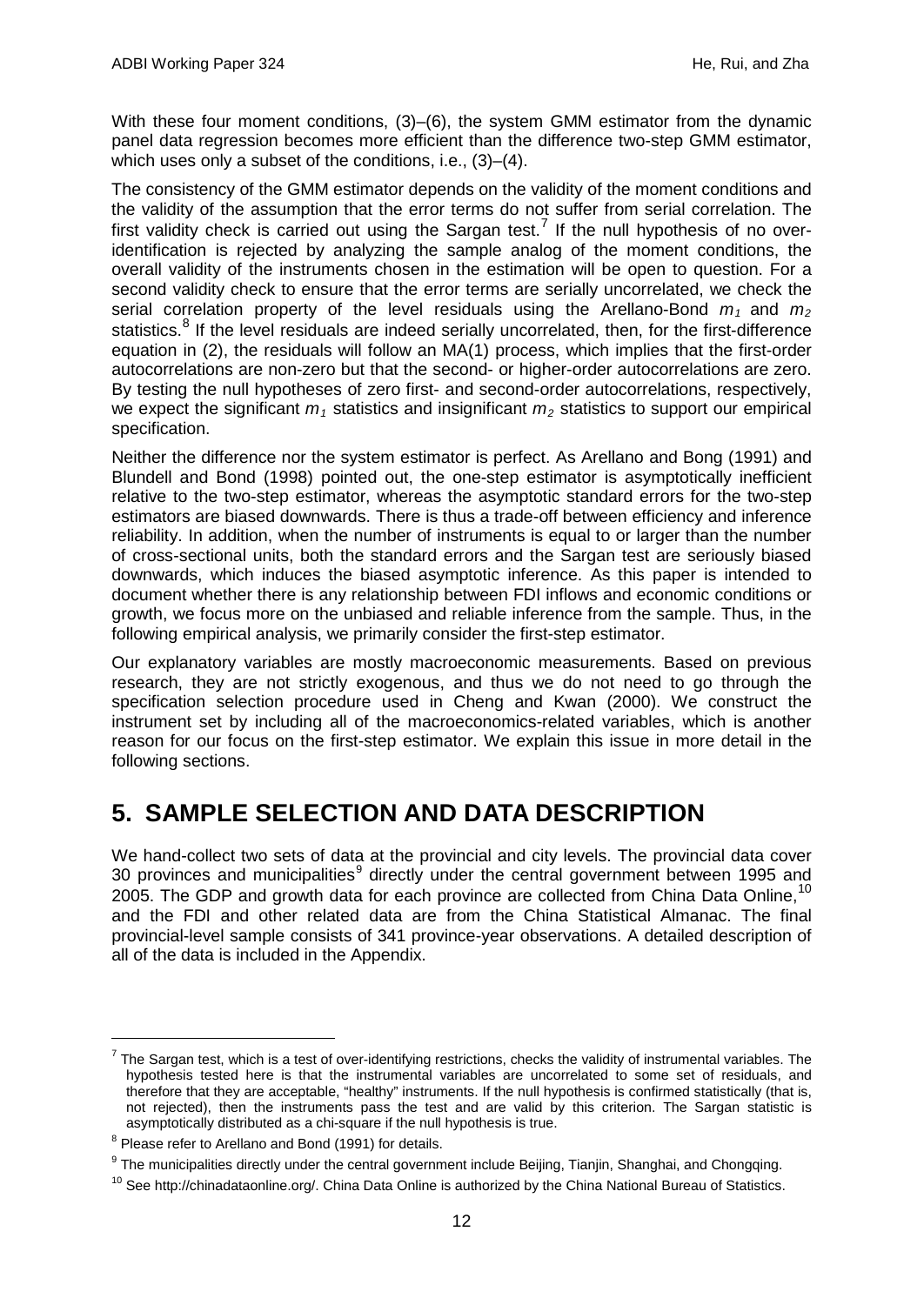With these four moment conditions, (3)–(6), the system GMM estimator from the dynamic panel data regression becomes more efficient than the difference two-step GMM estimator, which uses only a subset of the conditions, i.e., (3)–(4).

The consistency of the GMM estimator depends on the validity of the moment conditions and the validity of the assumption that the error terms do not suffer from serial correlation. The first validity check is carried out using the Sargan test.[7] If the null hypothesis of no over-identification is rejected by analyzing the sample analog of the moment conditions, the overall validity of the instruments chosen in the estimation will be open to question. For a second validity check to ensure that the error terms are serially uncorrelated, we check the serial correlation property of the level residuals using the Arellano-Bond $m_1$ and $m_2$ statistics.[8] If the level residuals are indeed serially uncorrelated, then, for the first-difference equation in (2), the residuals will follow an MA(1) process, which implies that the first-order autocorrelations are non-zero but that the second- or higher-order autocorrelations are zero. By testing the null hypotheses of zero first- and second-order autocorrelations, respectively, we expect the significant $m_1$ statistics and insignificant $m_2$ statistics to support our empirical specification.

Neither the difference nor the system estimator is perfect. As Arellano and Bong (1991) and Blundell and Bond (1998) pointed out, the one-step estimator is asymptotically inefficient relative to the two-step estimator, whereas the asymptotic standard errors for the two-step estimators are biased downwards. There is thus a trade-off between efficiency and inference reliability. In addition, when the number of instruments is equal to or larger than the number of cross-sectional units, both the standard errors and the Sargan test are seriously biased downwards, which induces the biased asymptotic inference. As this paper is intended to document whether there is any relationship between FDI inflows and economic conditions or growth, we focus more on the unbiased and reliable inference from the sample. Thus, in the following empirical analysis, we primarily consider the first-step estimator.

Our explanatory variables are mostly macroeconomic measurements. Based on previous research, they are not strictly exogenous, and thus we do not need to go through the specification selection procedure used in Cheng and Kwan (2000). We construct the instrument set by including all of the macroeconomics-related variables, which is another reason for our focus on the first-step estimator. We explain this issue in more detail in the following sections.

# 5. SAMPLE SELECTION AND DATA DESCRIPTION

We hand-collect two sets of data at the provincial and city levels. The provincial data cover 30 provinces and municipalities[9] directly under the central government between 1995 and 2005. The GDP and growth data for each province are collected from China Data Online,[10] and the FDI and other related data are from the China Statistical Almanac. The final provincial-level sample consists of 341 province-year observations. A detailed description of all of the data is included in the Appendix.

---

[7] The Sargan test, which is a test of over-identifying restrictions, checks the validity of instrumental variables. The hypothesis tested here is that the instrumental variables are uncorrelated to some set of residuals, and therefore that they are acceptable, "healthy" instruments. If the null hypothesis is confirmed statistically (that is, not rejected), then the instruments pass the test and are valid by this criterion. The Sargan statistic is asymptotically distributed as a chi-square if the null hypothesis is true.

[8] Please refer to Arellano and Bond (1991) for details.

[9] The municipalities directly under the central government include Beijing, Tianjin, Shanghai, and Chongqing.

[10] See http://chinadataonline.org/. China Data Online is authorized by the China National Bureau of Statistics.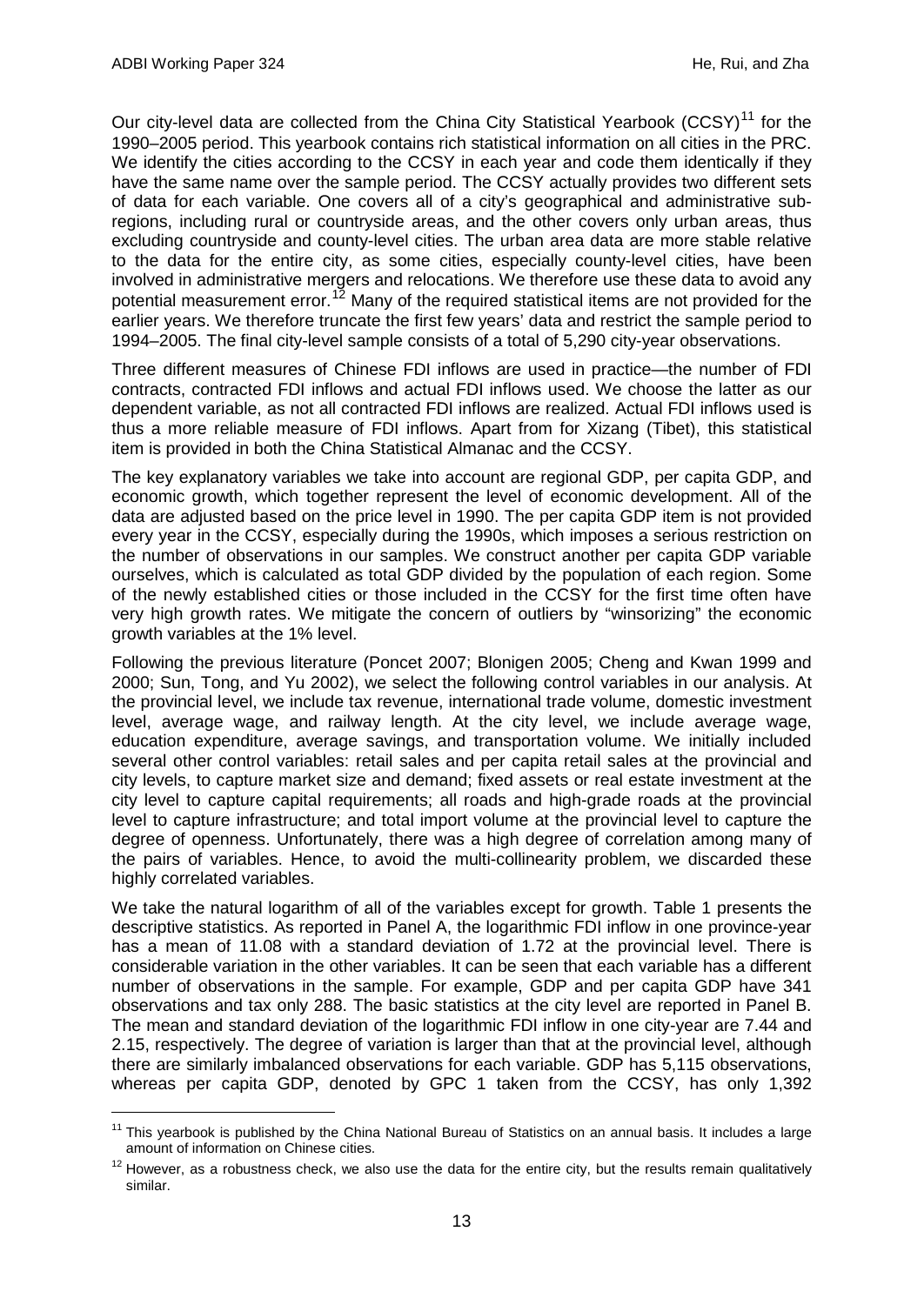Our city-level data are collected from the China City Statistical Yearbook (CCSY)[11] for the 1990–2005 period. This yearbook contains rich statistical information on all cities in the PRC. We identify the cities according to the CCSY in each year and code them identically if they have the same name over the sample period. The CCSY actually provides two different sets of data for each variable. One covers all of a city's geographical and administrative sub-regions, including rural or countryside areas, and the other covers only urban areas, thus excluding countryside and county-level cities. The urban area data are more stable relative to the data for the entire city, as some cities, especially county-level cities, have been involved in administrative mergers and relocations. We therefore use these data to avoid any potential measurement error.[12] Many of the required statistical items are not provided for the earlier years. We therefore truncate the first few years' data and restrict the sample period to 1994–2005. The final city-level sample consists of a total of 5,290 city-year observations.

Three different measures of Chinese FDI inflows are used in practice—the number of FDI contracts, contracted FDI inflows and actual FDI inflows used. We choose the latter as our dependent variable, as not all contracted FDI inflows are realized. Actual FDI inflows used is thus a more reliable measure of FDI inflows. Apart from for Xizang (Tibet), this statistical item is provided in both the China Statistical Almanac and the CCSY.

The key explanatory variables we take into account are regional GDP, per capita GDP, and economic growth, which together represent the level of economic development. All of the data are adjusted based on the price level in 1990. The per capita GDP item is not provided every year in the CCSY, especially during the 1990s, which imposes a serious restriction on the number of observations in our samples. We construct another per capita GDP variable ourselves, which is calculated as total GDP divided by the population of each region. Some of the newly established cities or those included in the CCSY for the first time often have very high growth rates. We mitigate the concern of outliers by "winsorizing" the economic growth variables at the 1% level.

Following the previous literature (Poncet 2007; Blonigen 2005; Cheng and Kwan 1999 and 2000; Sun, Tong, and Yu 2002), we select the following control variables in our analysis. At the provincial level, we include tax revenue, international trade volume, domestic investment level, average wage, and railway length. At the city level, we include average wage, education expenditure, average savings, and transportation volume. We initially included several other control variables: retail sales and per capita retail sales at the provincial and city levels, to capture market size and demand; fixed assets or real estate investment at the city level to capture capital requirements; all roads and high-grade roads at the provincial level to capture infrastructure; and total import volume at the provincial level to capture the degree of openness. Unfortunately, there was a high degree of correlation among many of the pairs of variables. Hence, to avoid the multi-collinearity problem, we discarded these highly correlated variables.

We take the natural logarithm of all of the variables except for growth. Table 1 presents the descriptive statistics. As reported in Panel A, the logarithmic FDI inflow in one province-year has a mean of 11.08 with a standard deviation of 1.72 at the provincial level. There is considerable variation in the other variables. It can be seen that each variable has a different number of observations in the sample. For example, GDP and per capita GDP have 341 observations and tax only 288. The basic statistics at the city level are reported in Panel B. The mean and standard deviation of the logarithmic FDI inflow in one city-year are 7.44 and 2.15, respectively. The degree of variation is larger than that at the provincial level, although there are similarly imbalanced observations for each variable. GDP has 5,115 observations, whereas per capita GDP, denoted by GPC 1 taken from the CCSY, has only 1,392

[11] This yearbook is published by the China National Bureau of Statistics on an annual basis. It includes a large amount of information on Chinese cities.

[12] However, as a robustness check, we also use the data for the entire city, but the results remain qualitatively similar.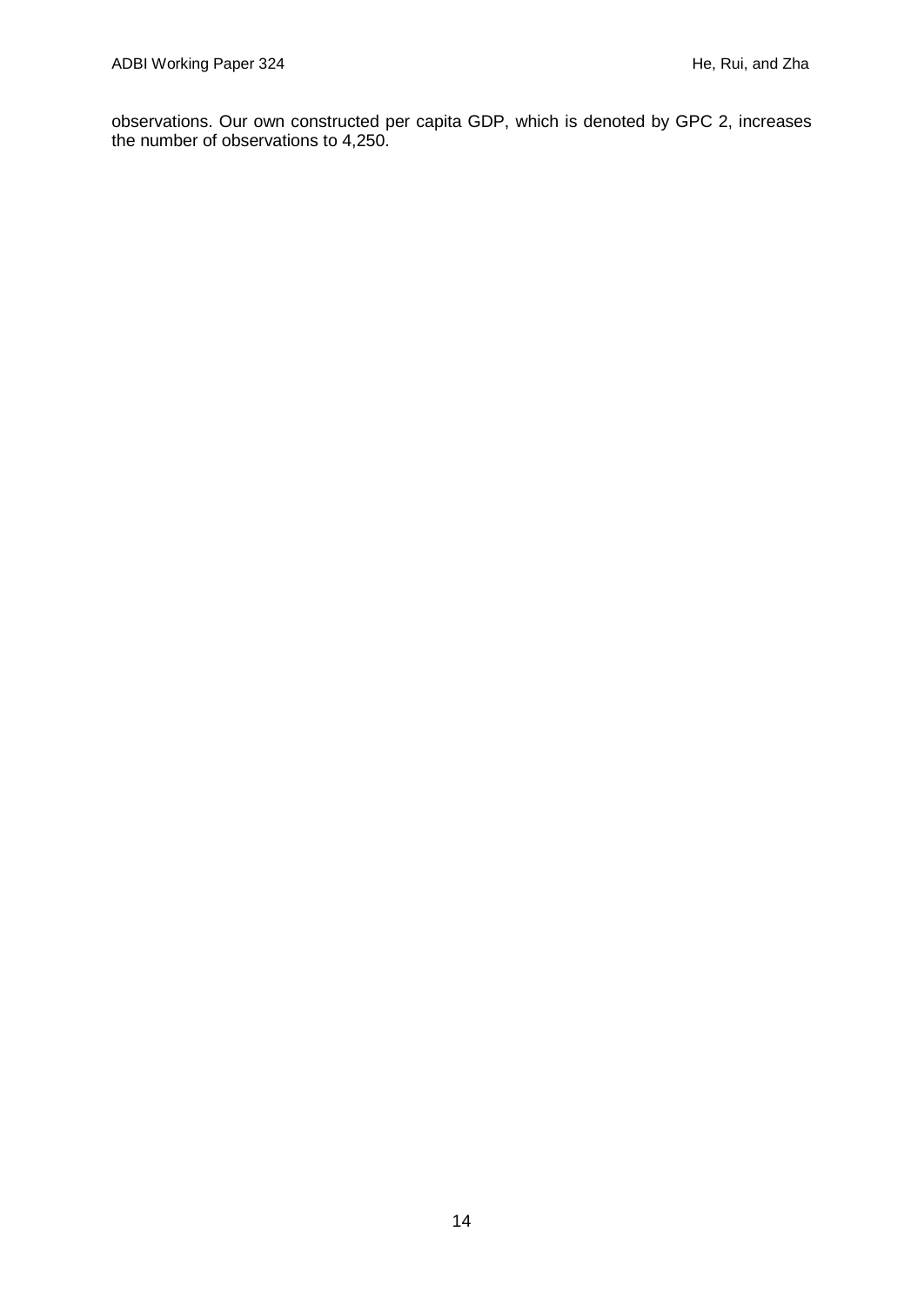observations. Our own constructed per capita GDP, which is denoted by GPC 2, increases the number of observations to 4,250.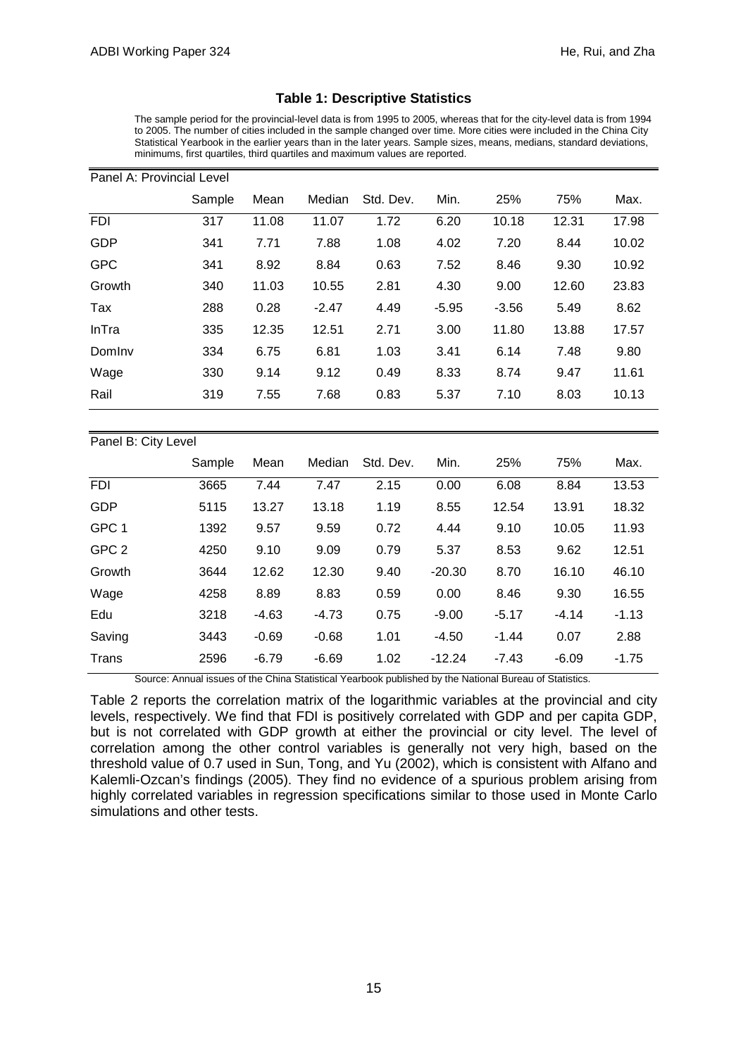**Table 1: Descriptive Statistics**

The sample period for the provincial-level data is from 1995 to 2005, whereas that for the city-level data is from 1994 to 2005. The number of cities included in the sample changed over time. More cities were included in the China City Statistical Yearbook in the earlier years than in the later years. Sample sizes, means, medians, standard deviations, minimums, first quartiles, third quartiles and maximum values are reported.

| Panel A: Provincial Level | | | | | | | | |
|---|---|---|---|---|---|---|---|---|
| | Sample | Mean | Median | Std. Dev. | Min. | 25% | 75% | Max. |
| FDI | 317 | 11.08 | 11.07 | 1.72 | 6.20 | 10.18 | 12.31 | 17.98 |
| GDP | 341 | 7.71 | 7.88 | 1.08 | 4.02 | 7.20 | 8.44 | 10.02 |
| GPC | 341 | 8.92 | 8.84 | 0.63 | 7.52 | 8.46 | 9.30 | 10.92 |
| Growth | 340 | 11.03 | 10.55 | 2.81 | 4.30 | 9.00 | 12.60 | 23.83 |
| Tax | 288 | 0.28 | -2.47 | 4.49 | -5.95 | -3.56 | 5.49 | 8.62 |
| InTra | 335 | 12.35 | 12.51 | 2.71 | 3.00 | 11.80 | 13.88 | 17.57 |
| DomInv | 334 | 6.75 | 6.81 | 1.03 | 3.41 | 6.14 | 7.48 | 9.80 |
| Wage | 330 | 9.14 | 9.12 | 0.49 | 8.33 | 8.74 | 9.47 | 11.61 |
| Rail | 319 | 7.55 | 7.68 | 0.83 | 5.37 | 7.10 | 8.03 | 10.13 |

| Panel B: City Level | | | | | | | | |
|---|---|---|---|---|---|---|---|---|
| | Sample | Mean | Median | Std. Dev. | Min. | 25% | 75% | Max. |
| FDI | 3665 | 7.44 | 7.47 | 2.15 | 0.00 | 6.08 | 8.84 | 13.53 |
| GDP | 5115 | 13.27 | 13.18 | 1.19 | 8.55 | 12.54 | 13.91 | 18.32 |
| GPC 1 | 1392 | 9.57 | 9.59 | 0.72 | 4.44 | 9.10 | 10.05 | 11.93 |
| GPC 2 | 4250 | 9.10 | 9.09 | 0.79 | 5.37 | 8.53 | 9.62 | 12.51 |
| Growth | 3644 | 12.62 | 12.30 | 9.40 | -20.30 | 8.70 | 16.10 | 46.10 |
| Wage | 4258 | 8.89 | 8.83 | 0.59 | 0.00 | 8.46 | 9.30 | 16.55 |
| Edu | 3218 | -4.63 | -4.73 | 0.75 | -9.00 | -5.17 | -4.14 | -1.13 |
| Saving | 3443 | -0.69 | -0.68 | 1.01 | -4.50 | -1.44 | 0.07 | 2.88 |
| Trans | 2596 | -6.79 | -6.69 | 1.02 | -12.24 | -7.43 | -6.09 | -1.75 |

Source: Annual issues of the China Statistical Yearbook published by the National Bureau of Statistics.

Table 2 reports the correlation matrix of the logarithmic variables at the provincial and city levels, respectively. We find that FDI is positively correlated with GDP and per capita GDP, but is not correlated with GDP growth at either the provincial or city level. The level of correlation among the other control variables is generally not very high, based on the threshold value of 0.7 used in Sun, Tong, and Yu (2002), which is consistent with Alfano and Kalemli-Ozcan's findings (2005). They find no evidence of a spurious problem arising from highly correlated variables in regression specifications similar to those used in Monte Carlo simulations and other tests.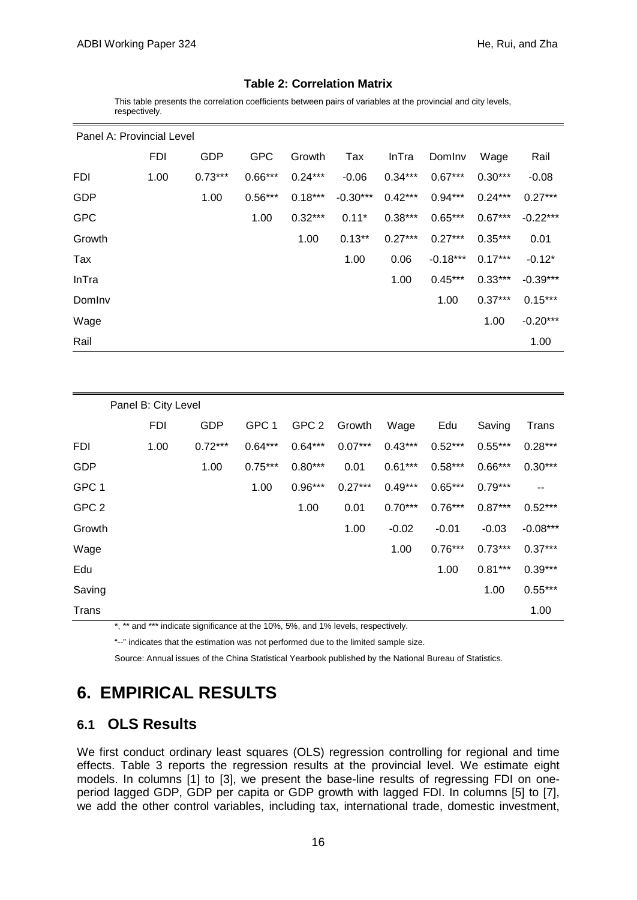**Table 2: Correlation Matrix**

This table presents the correlation coefficients between pairs of variables at the provincial and city levels, respectively.

| Panel A: Provincial Level | | | | | | | | | |
|---|---|---|---|---|---|---|---|---|---|
| | FDI | GDP | GPC | Growth | Tax | InTra | DomInv | Wage | Rail |
| FDI | 1.00 | 0.73*** | 0.66*** | 0.24*** | -0.06 | 0.34*** | 0.67*** | 0.30*** | -0.08 |
| GDP | | 1.00 | 0.56*** | 0.18*** | -0.30*** | 0.42*** | 0.94*** | 0.24*** | 0.27*** |
| GPC | | | 1.00 | 0.32*** | 0.11* | 0.38*** | 0.65*** | 0.67*** | -0.22*** |
| Growth | | | | 1.00 | 0.13** | 0.27*** | 0.27*** | 0.35*** | 0.01 |
| Tax | | | | | 1.00 | 0.06 | -0.18*** | 0.17*** | -0.12* |
| InTra | | | | | | 1.00 | 0.45*** | 0.33*** | -0.39*** |
| DomInv | | | | | | | 1.00 | 0.37*** | 0.15*** |
| Wage | | | | | | | | 1.00 | -0.20*** |
| Rail | | | | | | | | | 1.00 |

| Panel B: City Level | | | | | | | | | |
|---|---|---|---|---|---|---|---|---|---|
| | FDI | GDP | GPC 1 | GPC 2 | Growth | Wage | Edu | Saving | Trans |
| FDI | 1.00 | 0.72*** | 0.64*** | 0.64*** | 0.07*** | 0.43*** | 0.52*** | 0.55*** | 0.28*** |
| GDP | | 1.00 | 0.75*** | 0.80*** | 0.01 | 0.61*** | 0.58*** | 0.66*** | 0.30*** |
| GPC 1 | | | 1.00 | 0.96*** | 0.27*** | 0.49*** | 0.65*** | 0.79*** | -- |
| GPC 2 | | | | 1.00 | 0.01 | 0.70*** | 0.76*** | 0.87*** | 0.52*** |
| Growth | | | | | 1.00 | -0.02 | -0.01 | -0.03 | -0.08*** |
| Wage | | | | | | 1.00 | 0.76*** | 0.73*** | 0.37*** |
| Edu | | | | | | | 1.00 | 0.81*** | 0.39*** |
| Saving | | | | | | | | 1.00 | 0.55*** |
| Trans | | | | | | | | | 1.00 |

*, ** and *** indicate significance at the 10%, 5%, and 1% levels, respectively.

"--" indicates that the estimation was not performed due to the limited sample size.

Source: Annual issues of the China Statistical Yearbook published by the National Bureau of Statistics.

# 6. EMPIRICAL RESULTS

## 6.1 OLS Results

We first conduct ordinary least squares (OLS) regression controlling for regional and time effects. Table 3 reports the regression results at the provincial level. We estimate eight models. In columns [1] to [3], we present the base-line results of regressing FDI on one-period lagged GDP, GDP per capita or GDP growth with lagged FDI. In columns [5] to [7], we add the other control variables, including tax, international trade, domestic investment,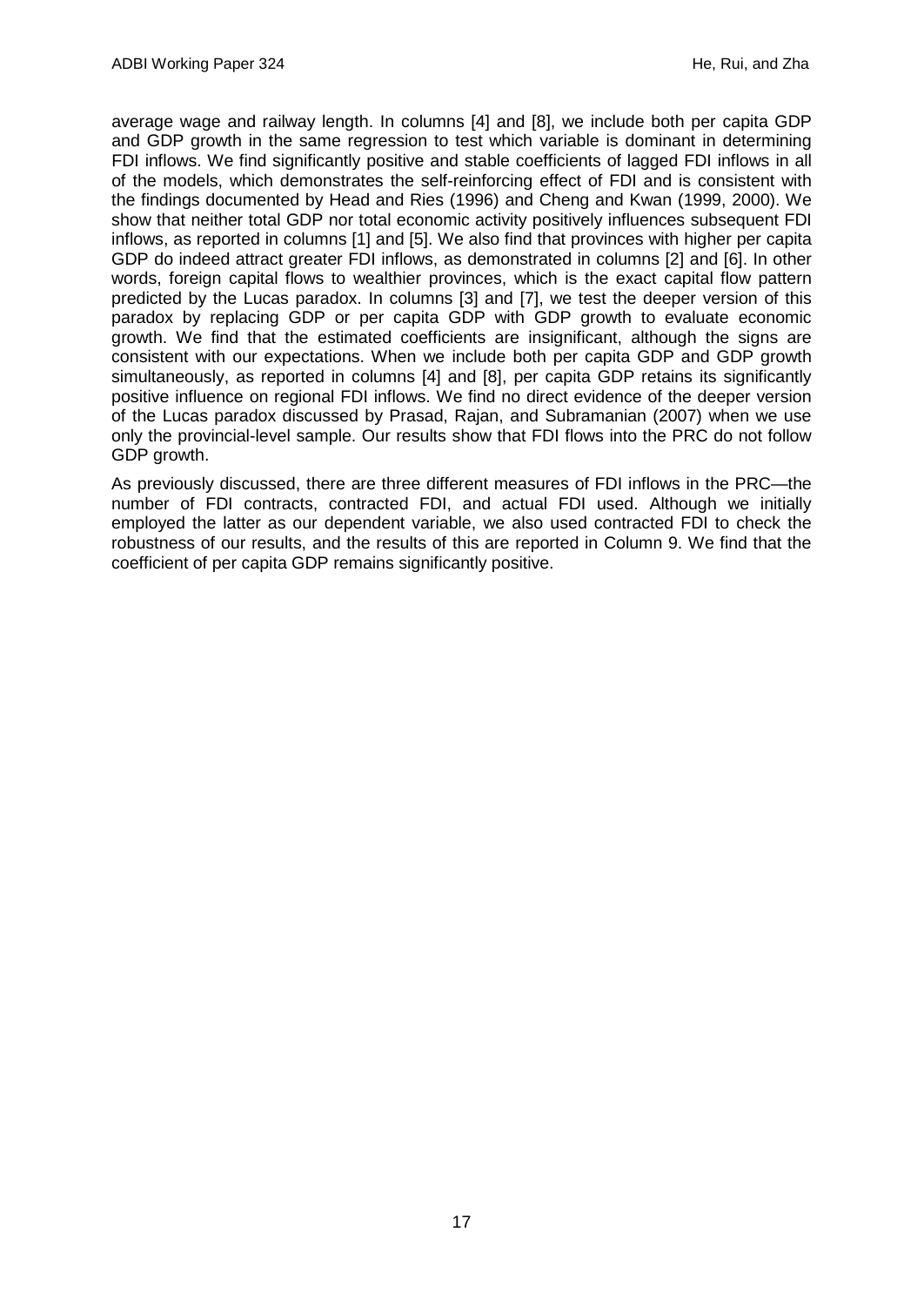average wage and railway length. In columns [4] and [8], we include both per capita GDP and GDP growth in the same regression to test which variable is dominant in determining FDI inflows. We find significantly positive and stable coefficients of lagged FDI inflows in all of the models, which demonstrates the self-reinforcing effect of FDI and is consistent with the findings documented by Head and Ries (1996) and Cheng and Kwan (1999, 2000). We show that neither total GDP nor total economic activity positively influences subsequent FDI inflows, as reported in columns [1] and [5]. We also find that provinces with higher per capita GDP do indeed attract greater FDI inflows, as demonstrated in columns [2] and [6]. In other words, foreign capital flows to wealthier provinces, which is the exact capital flow pattern predicted by the Lucas paradox. In columns [3] and [7], we test the deeper version of this paradox by replacing GDP or per capita GDP with GDP growth to evaluate economic growth. We find that the estimated coefficients are insignificant, although the signs are consistent with our expectations. When we include both per capita GDP and GDP growth simultaneously, as reported in columns [4] and [8], per capita GDP retains its significantly positive influence on regional FDI inflows. We find no direct evidence of the deeper version of the Lucas paradox discussed by Prasad, Rajan, and Subramanian (2007) when we use only the provincial-level sample. Our results show that FDI flows into the PRC do not follow GDP growth.

As previously discussed, there are three different measures of FDI inflows in the PRC—the number of FDI contracts, contracted FDI, and actual FDI used. Although we initially employed the latter as our dependent variable, we also used contracted FDI to check the robustness of our results, and the results of this are reported in Column 9. We find that the coefficient of per capita GDP remains significantly positive.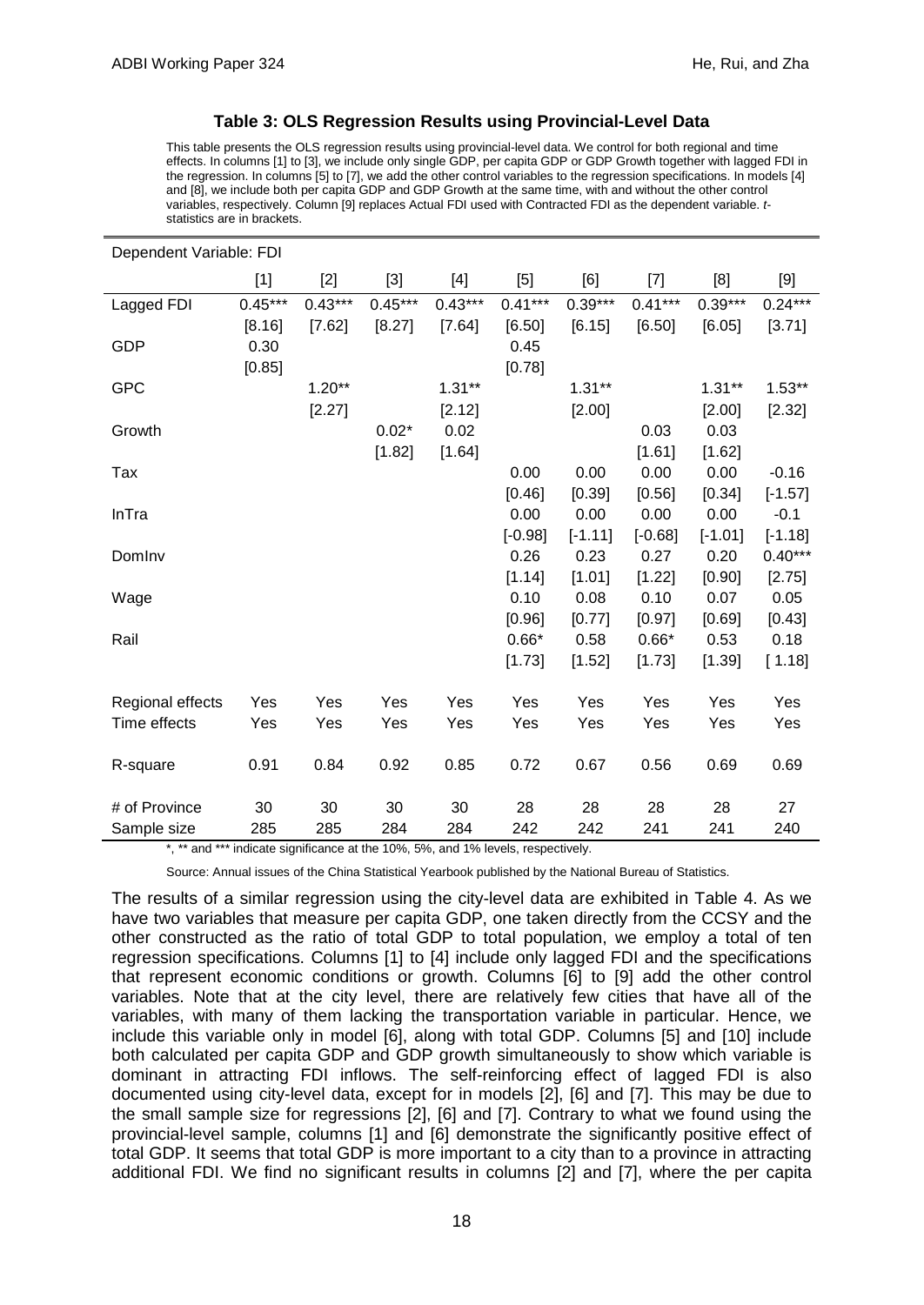### Table 3: OLS Regression Results using Provincial-Level Data

This table presents the OLS regression results using provincial-level data. We control for both regional and time effects. In columns [1] to [3], we include only single GDP, per capita GDP or GDP Growth together with lagged FDI in the regression. In columns [5] to [7], we add the other control variables to the regression specifications. In models [4] and [8], we include both per capita GDP and GDP Growth at the same time, with and without the other control variables, respectively. Column [9] replaces Actual FDI used with Contracted FDI as the dependent variable. *t*-statistics are in brackets.

| Dependent Variable: FDI | | | | | | | | | |
|---|---|---|---|---|---|---|---|---|---|
| | [1] | [2] | [3] | [4] | [5] | [6] | [7] | [8] | [9] |
| Lagged FDI | 0.45*** | 0.43*** | 0.45*** | 0.43*** | 0.41*** | 0.39*** | 0.41*** | 0.39*** | 0.24*** |
| | [8.16] | [7.62] | [8.27] | [7.64] | [6.50] | [6.15] | [6.50] | [6.05] | [3.71] |
| GDP | 0.30 | | | | 0.45 | | | | |
| | [0.85] | | | | [0.78] | | | | |
| GPC | | 1.20** | | 1.31** | | 1.31** | | 1.31** | 1.53** |
| | | [2.27] | | [2.12] | | [2.00] | | [2.00] | [2.32] |
| Growth | | | 0.02* | 0.02 | | | 0.03 | 0.03 | |
| | | | [1.82] | [1.64] | | | [1.61] | [1.62] | |
| Tax | | | | | 0.00 | 0.00 | 0.00 | 0.00 | -0.16 |
| | | | | | [0.46] | [0.39] | [0.56] | [0.34] | [-1.57] |
| InTra | | | | | 0.00 | 0.00 | 0.00 | 0.00 | -0.1 |
| | | | | | [-0.98] | [-1.11] | [-0.68] | [-1.01] | [-1.18] |
| DomInv | | | | | 0.26 | 0.23 | 0.27 | 0.20 | 0.40*** |
| | | | | | [1.14] | [1.01] | [1.22] | [0.90] | [2.75] |
| Wage | | | | | 0.10 | 0.08 | 0.10 | 0.07 | 0.05 |
| | | | | | [0.96] | [0.77] | [0.97] | [0.69] | [0.43] |
| Rail | | | | | 0.66* | 0.58 | 0.66* | 0.53 | 0.18 |
| | | | | | [1.73] | [1.52] | [1.73] | [1.39] | [ 1.18] |
| Regional effects | Yes | Yes | Yes | Yes | Yes | Yes | Yes | Yes | Yes |
| Time effects | Yes | Yes | Yes | Yes | Yes | Yes | Yes | Yes | Yes |
| R-square | 0.91 | 0.84 | 0.92 | 0.85 | 0.72 | 0.67 | 0.56 | 0.69 | 0.69 |
| # of Province | 30 | 30 | 30 | 30 | 28 | 28 | 28 | 28 | 27 |
| Sample size | 285 | 285 | 284 | 284 | 242 | 242 | 241 | 241 | 240 |

*, ** and *** indicate significance at the 10%, 5%, and 1% levels, respectively.

Source: Annual issues of the China Statistical Yearbook published by the National Bureau of Statistics.

The results of a similar regression using the city-level data are exhibited in Table 4. As we have two variables that measure per capita GDP, one taken directly from the CCSY and the other constructed as the ratio of total GDP to total population, we employ a total of ten regression specifications. Columns [1] to [4] include only lagged FDI and the specifications that represent economic conditions or growth. Columns [6] to [9] add the other control variables. Note that at the city level, there are relatively few cities that have all of the variables, with many of them lacking the transportation variable in particular. Hence, we include this variable only in model [6], along with total GDP. Columns [5] and [10] include both calculated per capita GDP and GDP growth simultaneously to show which variable is dominant in attracting FDI inflows. The self-reinforcing effect of lagged FDI is also documented using city-level data, except for in models [2], [6] and [7]. This may be due to the small sample size for regressions [2], [6] and [7]. Contrary to what we found using the provincial-level sample, columns [1] and [6] demonstrate the significantly positive effect of total GDP. It seems that total GDP is more important to a city than to a province in attracting additional FDI. We find no significant results in columns [2] and [7], where the per capita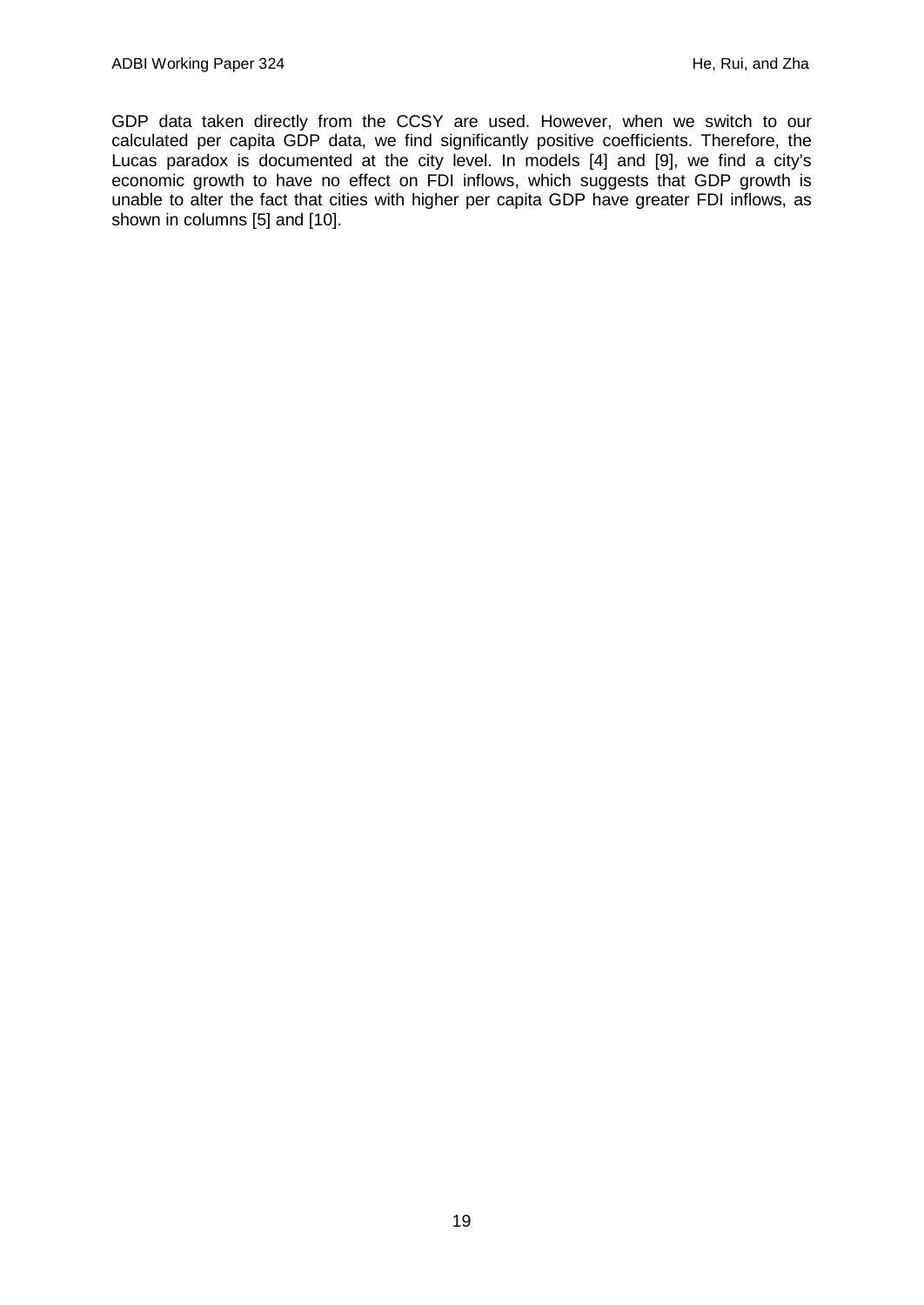GDP data taken directly from the CCSY are used. However, when we switch to our calculated per capita GDP data, we find significantly positive coefficients. Therefore, the Lucas paradox is documented at the city level. In models [4] and [9], we find a city's economic growth to have no effect on FDI inflows, which suggests that GDP growth is unable to alter the fact that cities with higher per capita GDP have greater FDI inflows, as shown in columns [5] and [10].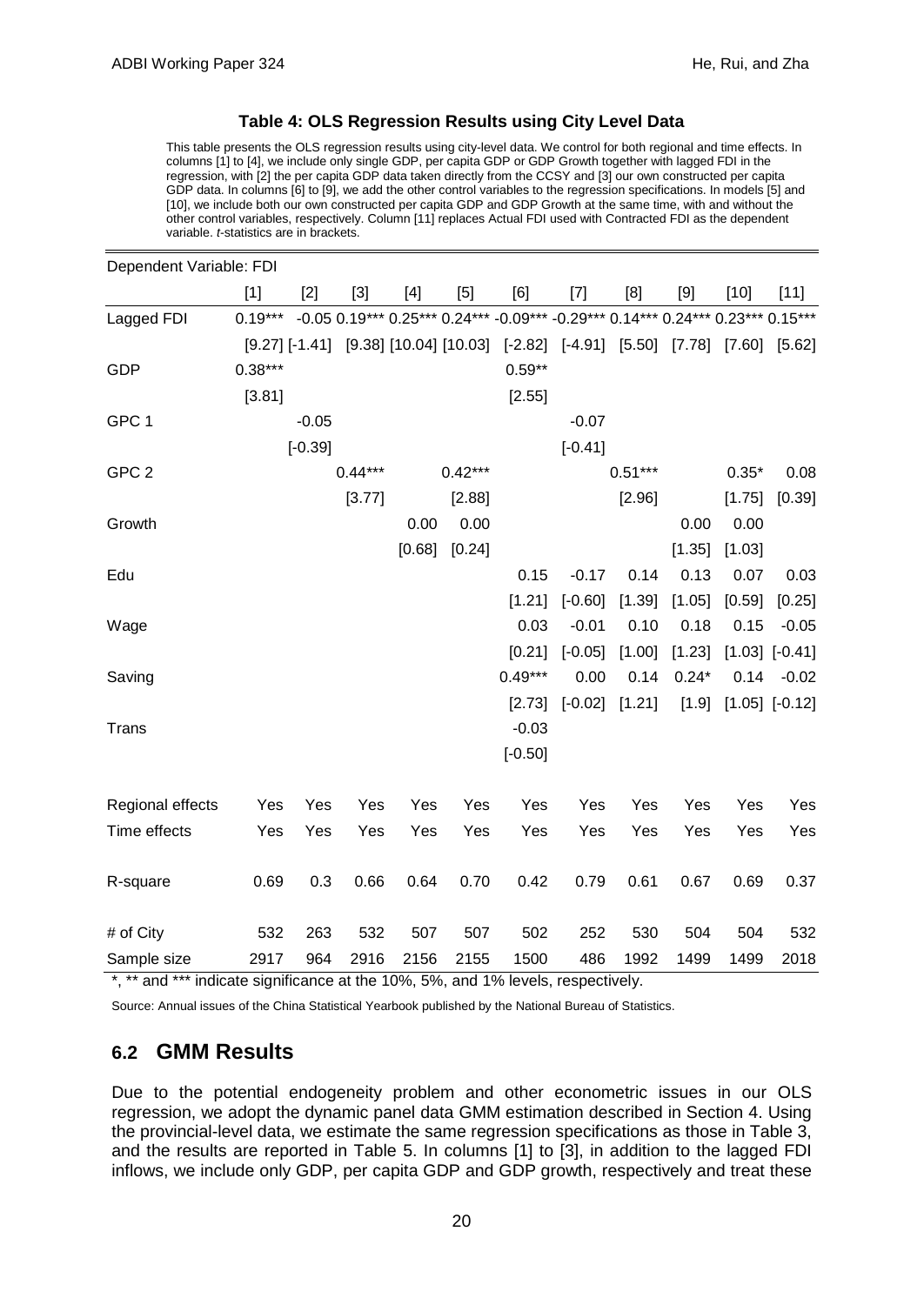**Table 4: OLS Regression Results using City Level Data**

This table presents the OLS regression results using city-level data. We control for both regional and time effects. In columns [1] to [4], we include only single GDP, per capita GDP or GDP Growth together with lagged FDI in the regression, with [2] the per capita GDP data taken directly from the CCSY and [3] our own constructed per capita GDP data. In columns [6] to [9], we add the other control variables to the regression specifications. In models [5] and [10], we include both our own constructed per capita GDP and GDP Growth at the same time, with and without the other control variables, respectively. Column [11] replaces Actual FDI used with Contracted FDI as the dependent variable. *t*-statistics are in brackets.

| Dependent Variable: FDI | | | | | | | | | | | |
|---|---|---|---|---|---|---|---|---|---|---|---|
| | [1] | [2] | [3] | [4] | [5] | [6] | [7] | [8] | [9] | [10] | [11] |
| Lagged FDI | 0.19*** | -0.05 | 0.19*** | 0.25*** | 0.24*** | -0.09*** | -0.29*** | 0.14*** | 0.24*** | 0.23*** | 0.15*** |
| | [9.27] | [-1.41] | [9.38] | [10.04] | [10.03] | [-2.82] | [-4.91] | [5.50] | [7.78] | [7.60] | [5.62] |
| GDP | 0.38*** | | | | | 0.59** | | | | | |
| | [3.81] | | | | | [2.55] | | | | | |
| GPC 1 | | -0.05 | | | | | -0.07 | | | | |
| | | [-0.39] | | | | | [-0.41] | | | | |
| GPC 2 | | | 0.44*** | | 0.42*** | | | 0.51*** | | 0.35* | 0.08 |
| | | | [3.77] | | [2.88] | | | [2.96] | | [1.75] | [0.39] |
| Growth | | | | 0.00 | 0.00 | | | | 0.00 | 0.00 | |
| | | | | [0.68] | [0.24] | | | | [1.35] | [1.03] | |
| Edu | | | | | | 0.15 | -0.17 | 0.14 | 0.13 | 0.07 | 0.03 |
| | | | | | | [1.21] | [-0.60] | [1.39] | [1.05] | [0.59] | [0.25] |
| Wage | | | | | | 0.03 | -0.01 | 0.10 | 0.18 | 0.15 | -0.05 |
| | | | | | | [0.21] | [-0.05] | [1.00] | [1.23] | [1.03] | [-0.41] |
| Saving | | | | | | 0.49*** | 0.00 | 0.14 | 0.24* | 0.14 | -0.02 |
| | | | | | | [2.73] | [-0.02] | [1.21] | [1.9] | [1.05] | [-0.12] |
| Trans | | | | | | -0.03 | | | | | |
| | | | | | | [-0.50] | | | | | |
| Regional effects | Yes | Yes | Yes | Yes | Yes | Yes | Yes | Yes | Yes | Yes | Yes |
| Time effects | Yes | Yes | Yes | Yes | Yes | Yes | Yes | Yes | Yes | Yes | Yes |
| R-square | 0.69 | 0.3 | 0.66 | 0.64 | 0.70 | 0.42 | 0.79 | 0.61 | 0.67 | 0.69 | 0.37 |
| # of City | 532 | 263 | 532 | 507 | 507 | 502 | 252 | 530 | 504 | 504 | 532 |
| Sample size | 2917 | 964 | 2916 | 2156 | 2155 | 1500 | 486 | 1992 | 1499 | 1499 | 2018 |

*, ** and *** indicate significance at the 10%, 5%, and 1% levels, respectively.

Source: Annual issues of the China Statistical Yearbook published by the National Bureau of Statistics.

## 6.2 GMM Results

Due to the potential endogeneity problem and other econometric issues in our OLS regression, we adopt the dynamic panel data GMM estimation described in Section 4. Using the provincial-level data, we estimate the same regression specifications as those in Table 3, and the results are reported in Table 5. In columns [1] to [3], in addition to the lagged FDI inflows, we include only GDP, per capita GDP and GDP growth, respectively and treat these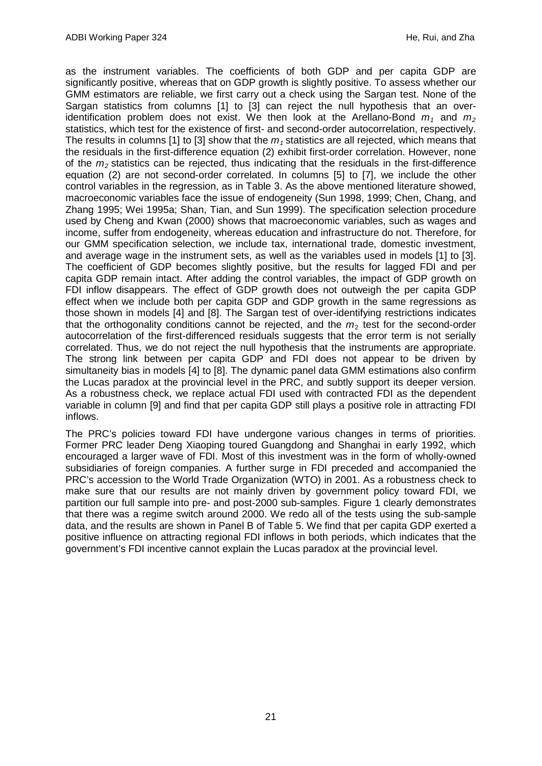as the instrument variables. The coefficients of both GDP and per capita GDP are significantly positive, whereas that on GDP growth is slightly positive. To assess whether our GMM estimators are reliable, we first carry out a check using the Sargan test. None of the Sargan statistics from columns [1] to [3] can reject the null hypothesis that an over-identification problem does not exist. We then look at the Arellano-Bond $m_1$ and $m_2$ statistics, which test for the existence of first- and second-order autocorrelation, respectively. The results in columns [1] to [3] show that the $m_1$ statistics are all rejected, which means that the residuals in the first-difference equation (2) exhibit first-order correlation. However, none of the $m_2$ statistics can be rejected, thus indicating that the residuals in the first-difference equation (2) are not second-order correlated. In columns [5] to [7], we include the other control variables in the regression, as in Table 3. As the above mentioned literature showed, macroeconomic variables face the issue of endogeneity (Sun 1998, 1999; Chen, Chang, and Zhang 1995; Wei 1995a; Shan, Tian, and Sun 1999). The specification selection procedure used by Cheng and Kwan (2000) shows that macroeconomic variables, such as wages and income, suffer from endogeneity, whereas education and infrastructure do not. Therefore, for our GMM specification selection, we include tax, international trade, domestic investment, and average wage in the instrument sets, as well as the variables used in models [1] to [3]. The coefficient of GDP becomes slightly positive, but the results for lagged FDI and per capita GDP remain intact. After adding the control variables, the impact of GDP growth on FDI inflow disappears. The effect of GDP growth does not outweigh the per capita GDP effect when we include both per capita GDP and GDP growth in the same regressions as those shown in models [4] and [8]. The Sargan test of over-identifying restrictions indicates that the orthogonality conditions cannot be rejected, and the $m_2$ test for the second-order autocorrelation of the first-differenced residuals suggests that the error term is not serially correlated. Thus, we do not reject the null hypothesis that the instruments are appropriate. The strong link between per capita GDP and FDI does not appear to be driven by simultaneity bias in models [4] to [8]. The dynamic panel data GMM estimations also confirm the Lucas paradox at the provincial level in the PRC, and subtly support its deeper version. As a robustness check, we replace actual FDI used with contracted FDI as the dependent variable in column [9] and find that per capita GDP still plays a positive role in attracting FDI inflows.

The PRC's policies toward FDI have undergone various changes in terms of priorities. Former PRC leader Deng Xiaoping toured Guangdong and Shanghai in early 1992, which encouraged a larger wave of FDI. Most of this investment was in the form of wholly-owned subsidiaries of foreign companies. A further surge in FDI preceded and accompanied the PRC's accession to the World Trade Organization (WTO) in 2001. As a robustness check to make sure that our results are not mainly driven by government policy toward FDI, we partition our full sample into pre- and post-2000 sub-samples. Figure 1 clearly demonstrates that there was a regime switch around 2000. We redo all of the tests using the sub-sample data, and the results are shown in Panel B of Table 5. We find that per capita GDP exerted a positive influence on attracting regional FDI inflows in both periods, which indicates that the government's FDI incentive cannot explain the Lucas paradox at the provincial level.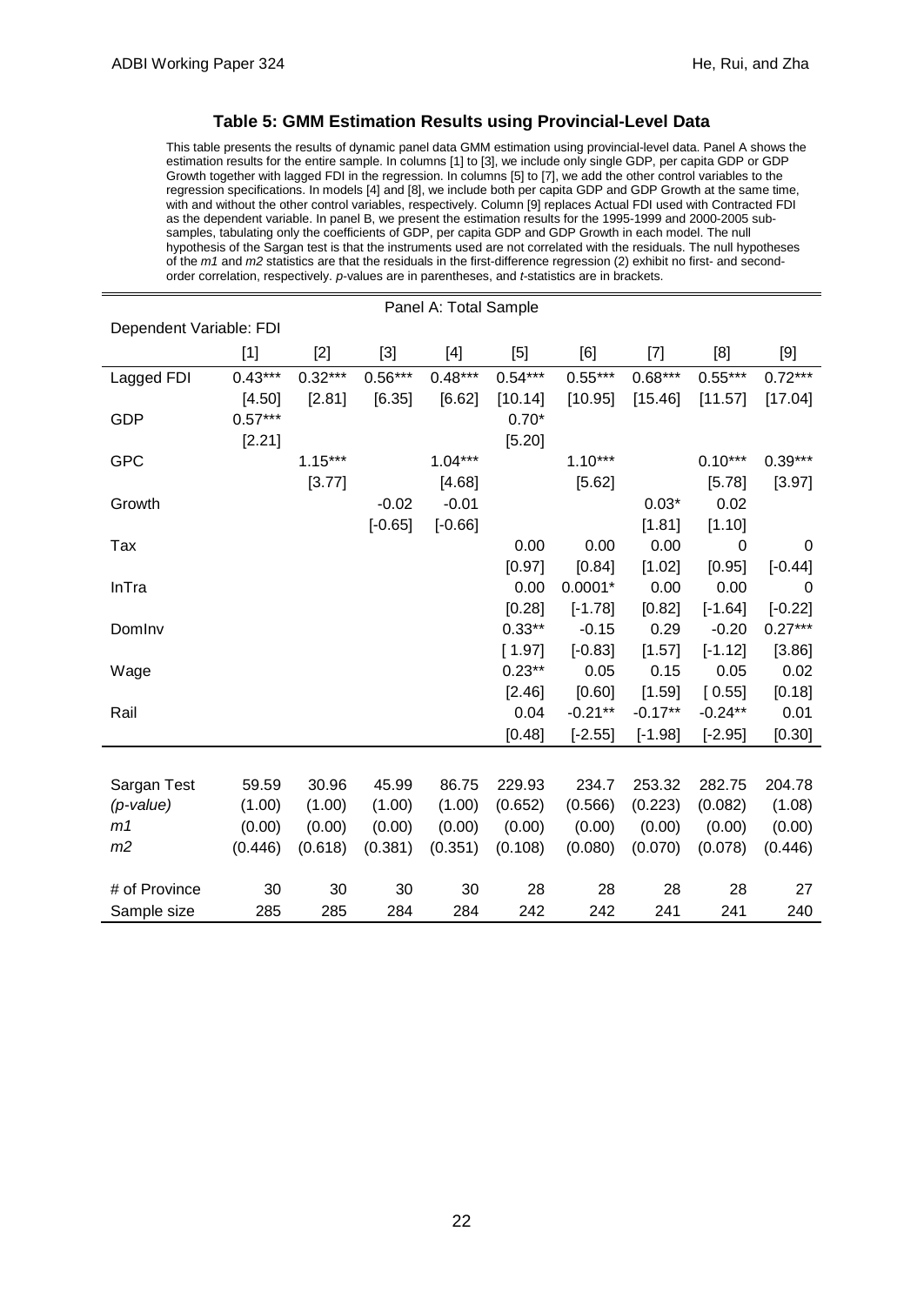### Table 5: GMM Estimation Results using Provincial-Level Data

This table presents the results of dynamic panel data GMM estimation using provincial-level data. Panel A shows the estimation results for the entire sample. In columns [1] to [3], we include only single GDP, per capita GDP or GDP Growth together with lagged FDI in the regression. In columns [5] to [7], we add the other control variables to the regression specifications. In models [4] and [8], we include both per capita GDP and GDP Growth at the same time, with and without the other control variables, respectively. Column [9] replaces Actual FDI used with Contracted FDI as the dependent variable. In panel B, we present the estimation results for the 1995-1999 and 2000-2005 sub-samples, tabulating only the coefficients of GDP, per capita GDP and GDP Growth in each model. The null hypothesis of the Sargan test is that the instruments used are not correlated with the residuals. The null hypotheses of the *m1* and *m2* statistics are that the residuals in the first-difference regression (2) exhibit no first- and second-order correlation, respectively. *p*-values are in parentheses, and *t*-statistics are in brackets.

| Panel A: Total Sample | | | | | | | | | |
|---|---|---|---|---|---|---|---|---|---|
| Dependent Variable: FDI | | | | | | | | | |
| | [1] | [2] | [3] | [4] | [5] | [6] | [7] | [8] | [9] |
| Lagged FDI | 0.43*** | 0.32*** | 0.56*** | 0.48*** | 0.54*** | 0.55*** | 0.68*** | 0.55*** | 0.72*** |
| | [4.50] | [2.81] | [6.35] | [6.62] | [10.14] | [10.95] | [15.46] | [11.57] | [17.04] |
| GDP | 0.57*** | | | | 0.70* | | | | |
| | [2.21] | | | | [5.20] | | | | |
| GPC | | 1.15*** | | 1.04*** | | 1.10*** | | 0.10*** | 0.39*** |
| | | [3.77] | | [4.68] | | [5.62] | | [5.78] | [3.97] |
| Growth | | | -0.02 | -0.01 | | | 0.03* | 0.02 | |
| | | | [-0.65] | [-0.66] | | | [1.81] | [1.10] | |
| Tax | | | | | 0.00 | 0.00 | 0.00 | 0 | 0 |
| | | | | | [0.97] | [0.84] | [1.02] | [0.95] | [-0.44] |
| InTra | | | | | 0.00 | 0.0001* | 0.00 | 0.00 | 0 |
| | | | | | [0.28] | [-1.78] | [0.82] | [-1.64] | [-0.22] |
| DomInv | | | | | 0.33** | -0.15 | 0.29 | -0.20 | 0.27*** |
| | | | | | [ 1.97] | [-0.83] | [1.57] | [-1.12] | [3.86] |
| Wage | | | | | 0.23** | 0.05 | 0.15 | 0.05 | 0.02 |
| | | | | | [2.46] | [0.60] | [1.59] | [ 0.55] | [0.18] |
| Rail | | | | | 0.04 | -0.21** | -0.17** | -0.24** | 0.01 |
| | | | | | [0.48] | [-2.55] | [-1.98] | [-2.95] | [0.30] |
| Sargan Test | 59.59 | 30.96 | 45.99 | 86.75 | 229.93 | 234.7 | 253.32 | 282.75 | 204.78 |
| *(p-value)* | (1.00) | (1.00) | (1.00) | (1.00) | (0.652) | (0.566) | (0.223) | (0.082) | (1.08) |
| *m1* | (0.00) | (0.00) | (0.00) | (0.00) | (0.00) | (0.00) | (0.00) | (0.00) | (0.00) |
| *m2* | (0.446) | (0.618) | (0.381) | (0.351) | (0.108) | (0.080) | (0.070) | (0.078) | (0.446) |
| # of Province | 30 | 30 | 30 | 30 | 28 | 28 | 28 | 28 | 27 |
| Sample size | 285 | 285 | 284 | 284 | 242 | 242 | 241 | 241 | 240 |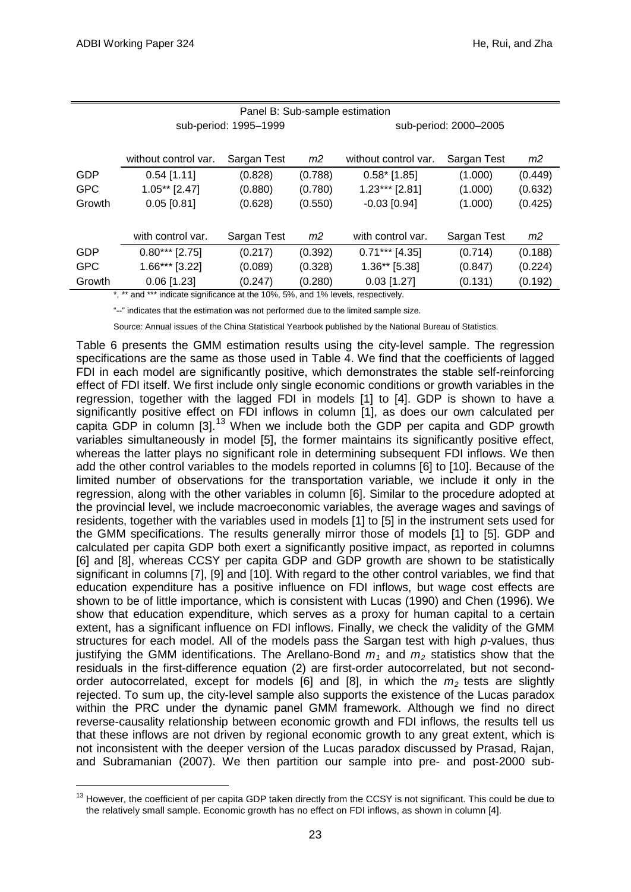| Panel B: Sub-sample estimation | | | | | | |
|---|---|---|---|---|---|---|
| | sub-period: 1995–1999 | | | sub-period: 2000–2005 | | |
| | without control var. | Sargan Test | *m2* | without control var. | Sargan Test | *m2* |
| GDP | 0.54 [1.11] | (0.828) | (0.788) | 0.58* [1.85] | (1.000) | (0.449) |
| GPC | 1.05** [2.47] | (0.880) | (0.780) | 1.23*** [2.81] | (1.000) | (0.632) |
| Growth | 0.05 [0.81] | (0.628) | (0.550) | -0.03 [0.94] | (1.000) | (0.425) |
| | with control var. | Sargan Test | *m2* | with control var. | Sargan Test | *m2* |
| GDP | 0.80*** [2.75] | (0.217) | (0.392) | 0.71*** [4.35] | (0.714) | (0.188) |
| GPC | 1.66*** [3.22] | (0.089) | (0.328) | 1.36** [5.38] | (0.847) | (0.224) |
| Growth | 0.06 [1.23] | (0.247) | (0.280) | 0.03 [1.27] | (0.131) | (0.192) |

*, ** and *** indicate significance at the 10%, 5%, and 1% levels, respectively.

"--" indicates that the estimation was not performed due to the limited sample size.

Source: Annual issues of the China Statistical Yearbook published by the National Bureau of Statistics.

Table 6 presents the GMM estimation results using the city-level sample. The regression specifications are the same as those used in Table 4. We find that the coefficients of lagged FDI in each model are significantly positive, which demonstrates the stable self-reinforcing effect of FDI itself. We first include only single economic conditions or growth variables in the regression, together with the lagged FDI in models [1] to [4]. GDP is shown to have a significantly positive effect on FDI inflows in column [1], as does our own calculated per capita GDP in column [3].[13] When we include both the GDP per capita and GDP growth variables simultaneously in model [5], the former maintains its significantly positive effect, whereas the latter plays no significant role in determining subsequent FDI inflows. We then add the other control variables to the models reported in columns [6] to [10]. Because of the limited number of observations for the transportation variable, we include it only in the regression, along with the other variables in column [6]. Similar to the procedure adopted at the provincial level, we include macroeconomic variables, the average wages and savings of residents, together with the variables used in models [1] to [5] in the instrument sets used for the GMM specifications. The results generally mirror those of models [1] to [5]. GDP and calculated per capita GDP both exert a significantly positive impact, as reported in columns [6] and [8], whereas CCSY per capita GDP and GDP growth are shown to be statistically significant in columns [7], [9] and [10]. With regard to the other control variables, we find that education expenditure has a positive influence on FDI inflows, but wage cost effects are shown to be of little importance, which is consistent with Lucas (1990) and Chen (1996). We show that education expenditure, which serves as a proxy for human capital to a certain extent, has a significant influence on FDI inflows. Finally, we check the validity of the GMM structures for each model. All of the models pass the Sargan test with high *p*-values, thus justifying the GMM identifications. The Arellano-Bond $m_1$ and $m_2$ statistics show that the residuals in the first-difference equation (2) are first-order autocorrelated, but not second-order autocorrelated, except for models [6] and [8], in which the $m_2$ tests are slightly rejected. To sum up, the city-level sample also supports the existence of the Lucas paradox within the PRC under the dynamic panel GMM framework. Although we find no direct reverse-causality relationship between economic growth and FDI inflows, the results tell us that these inflows are not driven by regional economic growth to any great extent, which is not inconsistent with the deeper version of the Lucas paradox discussed by Prasad, Rajan, and Subramanian (2007). We then partition our sample into pre- and post-2000 sub-

[13] However, the coefficient of per capita GDP taken directly from the CCSY is not significant. This could be due to the relatively small sample. Economic growth has no effect on FDI inflows, as shown in column [4].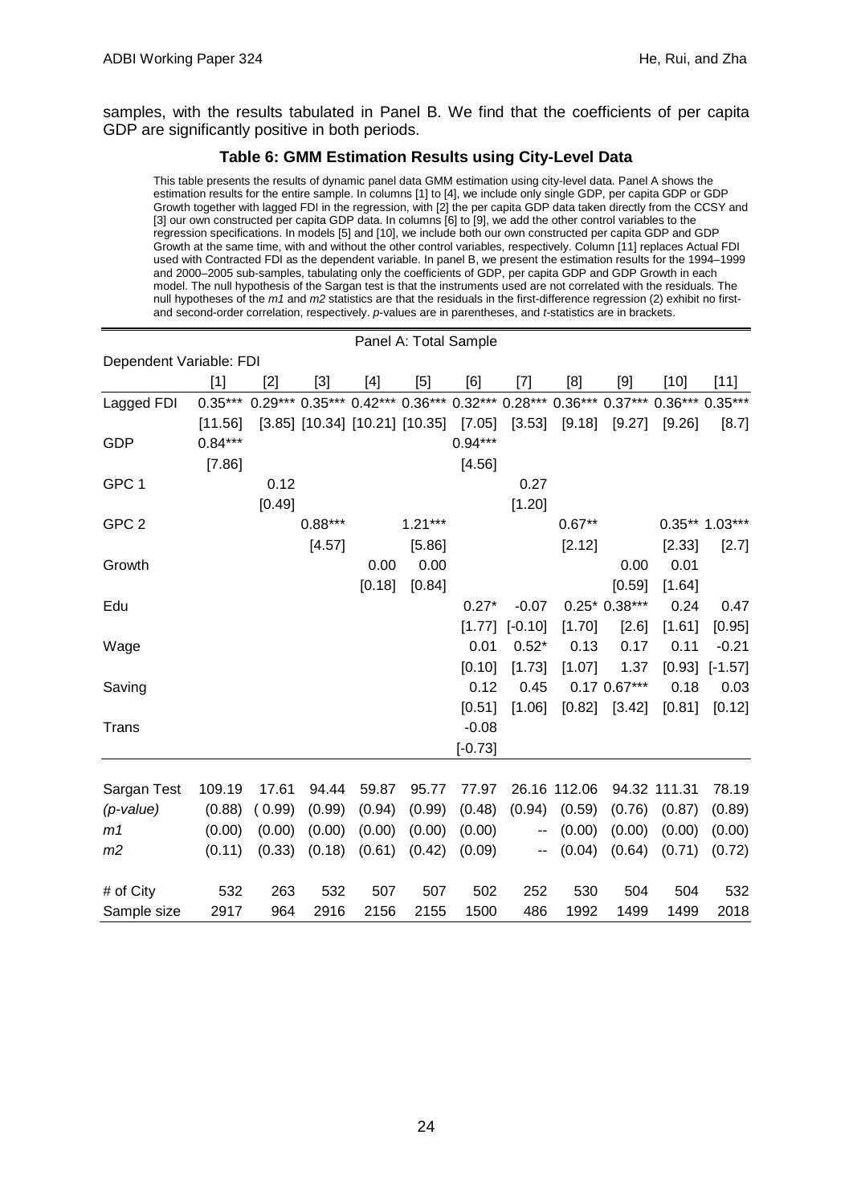samples, with the results tabulated in Panel B. We find that the coefficients of per capita GDP are significantly positive in both periods.

### Table 6: GMM Estimation Results using City-Level Data

This table presents the results of dynamic panel data GMM estimation using city-level data. Panel A shows the estimation results for the entire sample. In columns [1] to [4], we include only single GDP, per capita GDP or GDP Growth together with lagged FDI in the regression, with [2] the per capita GDP data taken directly from the CCSY and [3] our own constructed per capita GDP data. In columns [6] to [9], we add the other control variables to the regression specifications. In models [5] and [10], we include both our own constructed per capita GDP and GDP Growth at the same time, with and without the other control variables, respectively. Column [11] replaces Actual FDI used with Contracted FDI as the dependent variable. In panel B, we present the estimation results for the 1994–1999 and 2000–2005 sub-samples, tabulating only the coefficients of GDP, per capita GDP and GDP Growth in each model. The null hypothesis of the Sargan test is that the instruments used are not correlated with the residuals. The null hypotheses of the *m1* and *m2* statistics are that the residuals in the first-difference regression (2) exhibit no first- and second-order correlation, respectively. *p*-values are in parentheses, and *t*-statistics are in brackets.

| Panel A: Total Sample | | | | | | | | | | | |
|---|---|---|---|---|---|---|---|---|---|---|---|
| Dependent Variable: FDI | | | | | | | | | | | |
| | [1] | [2] | [3] | [4] | [5] | [6] | [7] | [8] | [9] | [10] | [11] |
| Lagged FDI | 0.35*** | 0.29*** | 0.35*** | 0.42*** | 0.36*** | 0.32*** | 0.28*** | 0.36*** | 0.37*** | 0.36*** | 0.35*** |
| | [11.56] | [3.85] | [10.34] | [10.21] | [10.35] | [7.05] | [3.53] | [9.18] | [9.27] | [9.26] | [8.7] |
| GDP | 0.84*** | | | | | 0.94*** | | | | | |
| | [7.86] | | | | | [4.56] | | | | | |
| GPC 1 | | 0.12 | | | | | 0.27 | | | | |
| | | [0.49] | | | | | [1.20] | | | | |
| GPC 2 | | | 0.88*** | | 1.21*** | | | 0.67** | | 0.35** | 1.03*** |
| | | | [4.57] | | [5.86] | | | [2.12] | | [2.33] | [2.7] |
| Growth | | | | 0.00 | 0.00 | | | | 0.00 | 0.01 | |
| | | | | [0.18] | [0.84] | | | | [0.59] | [1.64] | |
| Edu | | | | | | 0.27* | -0.07 | 0.25* | 0.38*** | 0.24 | 0.47 |
| | | | | | | [1.77] | [-0.10] | [1.70] | [2.6] | [1.61] | [0.95] |
| Wage | | | | | | 0.01 | 0.52* | 0.13 | 0.17 | 0.11 | -0.21 |
| | | | | | | [0.10] | [1.73] | [1.07] | 1.37 | [0.93] | [-1.57] |
| Saving | | | | | | 0.12 | 0.45 | 0.17 | 0.67*** | 0.18 | 0.03 |
| | | | | | | [0.51] | [1.06] | [0.82] | [3.42] | [0.81] | [0.12] |
| Trans | | | | | | -0.08 | | | | | |
| | | | | | | [-0.73] | | | | | |
| Sargan Test | 109.19 | 17.61 | 94.44 | 59.87 | 95.77 | 77.97 | 26.16 | 112.06 | 94.32 | 111.31 | 78.19 |
| *(p-value)* | (0.88) | ( 0.99) | (0.99) | (0.94) | (0.99) | (0.48) | (0.94) | (0.59) | (0.76) | (0.87) | (0.89) |
| *m1* | (0.00) | (0.00) | (0.00) | (0.00) | (0.00) | (0.00) | -- | (0.00) | (0.00) | (0.00) | (0.00) |
| *m2* | (0.11) | (0.33) | (0.18) | (0.61) | (0.42) | (0.09) | -- | (0.04) | (0.64) | (0.71) | (0.72) |
| # of City | 532 | 263 | 532 | 507 | 507 | 502 | 252 | 530 | 504 | 504 | 532 |
| Sample size | 2917 | 964 | 2916 | 2156 | 2155 | 1500 | 486 | 1992 | 1499 | 1499 | 2018 |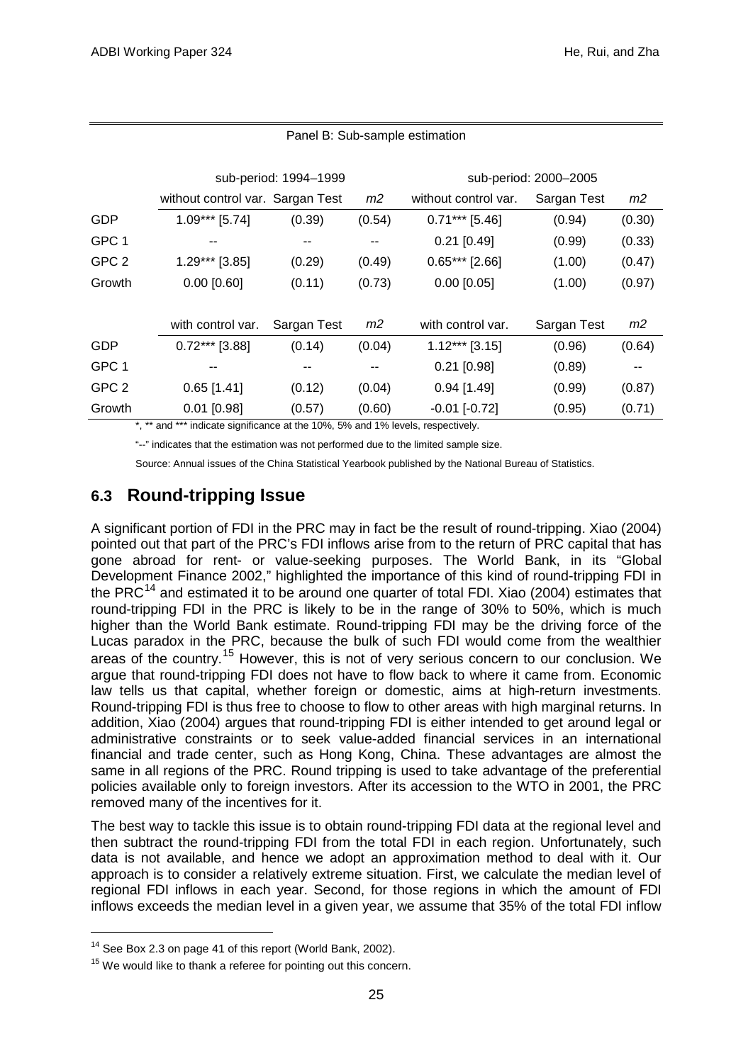Panel B: Sub-sample estimation

| | sub-period: 1994–1999 | | | sub-period: 2000–2005 | | |
|---|---|---|---|---|---|---|
| | without control var. | Sargan Test | *m2* | without control var. | Sargan Test | *m2* |
| GDP | 1.09*** [5.74] | (0.39) | (0.54) | 0.71*** [5.46] | (0.94) | (0.30) |
| GPC 1 | -- | -- | -- | 0.21 [0.49] | (0.99) | (0.33) |
| GPC 2 | 1.29*** [3.85] | (0.29) | (0.49) | 0.65*** [2.66] | (1.00) | (0.47) |
| Growth | 0.00 [0.60] | (0.11) | (0.73) | 0.00 [0.05] | (1.00) | (0.97) |
| | with control var. | Sargan Test | *m2* | with control var. | Sargan Test | *m2* |
| GDP | 0.72*** [3.88] | (0.14) | (0.04) | 1.12*** [3.15] | (0.96) | (0.64) |
| GPC 1 | -- | -- | -- | 0.21 [0.98] | (0.89) | -- |
| GPC 2 | 0.65 [1.41] | (0.12) | (0.04) | 0.94 [1.49] | (0.99) | (0.87) |
| Growth | 0.01 [0.98] | (0.57) | (0.60) | -0.01 [-0.72] | (0.95) | (0.71) |

*, ** and *** indicate significance at the 10%, 5% and 1% levels, respectively.

"--" indicates that the estimation was not performed due to the limited sample size.

Source: Annual issues of the China Statistical Yearbook published by the National Bureau of Statistics.

## 6.3 Round-tripping Issue

A significant portion of FDI in the PRC may in fact be the result of round-tripping. Xiao (2004) pointed out that part of the PRC's FDI inflows arise from to the return of PRC capital that has gone abroad for rent- or value-seeking purposes. The World Bank, in its "Global Development Finance 2002," highlighted the importance of this kind of round-tripping FDI in the PRC[14] and estimated it to be around one quarter of total FDI. Xiao (2004) estimates that round-tripping FDI in the PRC is likely to be in the range of 30% to 50%, which is much higher than the World Bank estimate. Round-tripping FDI may be the driving force of the Lucas paradox in the PRC, because the bulk of such FDI would come from the wealthier areas of the country.[15] However, this is not of very serious concern to our conclusion. We argue that round-tripping FDI does not have to flow back to where it came from. Economic law tells us that capital, whether foreign or domestic, aims at high-return investments. Round-tripping FDI is thus free to choose to flow to other areas with high marginal returns. In addition, Xiao (2004) argues that round-tripping FDI is either intended to get around legal or administrative constraints or to seek value-added financial services in an international financial and trade center, such as Hong Kong, China. These advantages are almost the same in all regions of the PRC. Round tripping is used to take advantage of the preferential policies available only to foreign investors. After its accession to the WTO in 2001, the PRC removed many of the incentives for it.

The best way to tackle this issue is to obtain round-tripping FDI data at the regional level and then subtract the round-tripping FDI from the total FDI in each region. Unfortunately, such data is not available, and hence we adopt an approximation method to deal with it. Our approach is to consider a relatively extreme situation. First, we calculate the median level of regional FDI inflows in each year. Second, for those regions in which the amount of FDI inflows exceeds the median level in a given year, we assume that 35% of the total FDI inflow

[14] See Box 2.3 on page 41 of this report (World Bank, 2002).

[15] We would like to thank a referee for pointing out this concern.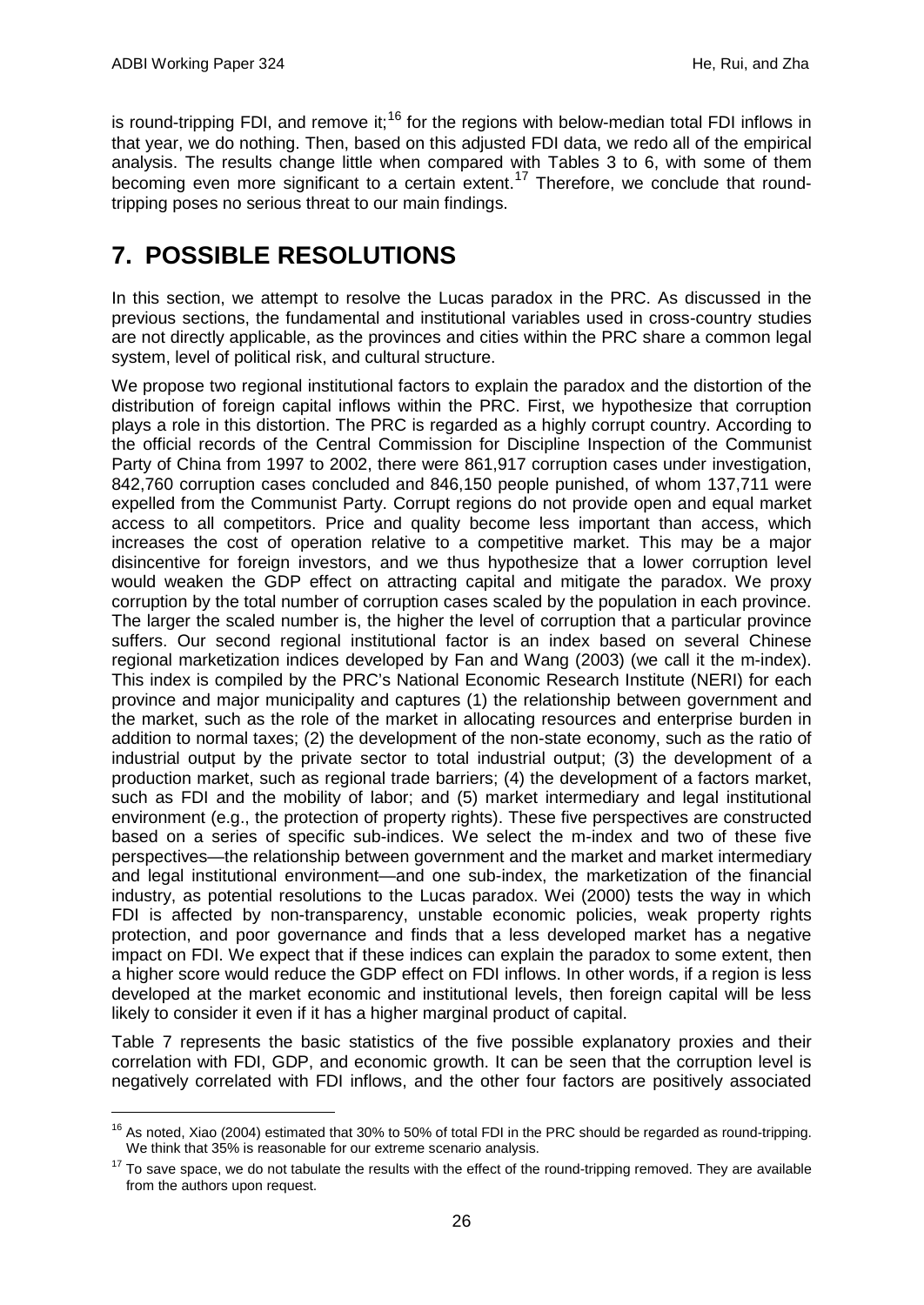is round-tripping FDI, and remove it;[16] for the regions with below-median total FDI inflows in that year, we do nothing. Then, based on this adjusted FDI data, we redo all of the empirical analysis. The results change little when compared with Tables 3 to 6, with some of them becoming even more significant to a certain extent.[17] Therefore, we conclude that round-tripping poses no serious threat to our main findings.

# 7. POSSIBLE RESOLUTIONS

In this section, we attempt to resolve the Lucas paradox in the PRC. As discussed in the previous sections, the fundamental and institutional variables used in cross-country studies are not directly applicable, as the provinces and cities within the PRC share a common legal system, level of political risk, and cultural structure.

We propose two regional institutional factors to explain the paradox and the distortion of the distribution of foreign capital inflows within the PRC. First, we hypothesize that corruption plays a role in this distortion. The PRC is regarded as a highly corrupt country. According to the official records of the Central Commission for Discipline Inspection of the Communist Party of China from 1997 to 2002, there were 861,917 corruption cases under investigation, 842,760 corruption cases concluded and 846,150 people punished, of whom 137,711 were expelled from the Communist Party. Corrupt regions do not provide open and equal market access to all competitors. Price and quality become less important than access, which increases the cost of operation relative to a competitive market. This may be a major disincentive for foreign investors, and we thus hypothesize that a lower corruption level would weaken the GDP effect on attracting capital and mitigate the paradox. We proxy corruption by the total number of corruption cases scaled by the population in each province. The larger the scaled number is, the higher the level of corruption that a particular province suffers. Our second regional institutional factor is an index based on several Chinese regional marketization indices developed by Fan and Wang (2003) (we call it the m-index). This index is compiled by the PRC's National Economic Research Institute (NERI) for each province and major municipality and captures (1) the relationship between government and the market, such as the role of the market in allocating resources and enterprise burden in addition to normal taxes; (2) the development of the non-state economy, such as the ratio of industrial output by the private sector to total industrial output; (3) the development of a production market, such as regional trade barriers; (4) the development of a factors market, such as FDI and the mobility of labor; and (5) market intermediary and legal institutional environment (e.g., the protection of property rights). These five perspectives are constructed based on a series of specific sub-indices. We select the m-index and two of these five perspectives—the relationship between government and the market and market intermediary and legal institutional environment—and one sub-index, the marketization of the financial industry, as potential resolutions to the Lucas paradox. Wei (2000) tests the way in which FDI is affected by non-transparency, unstable economic policies, weak property rights protection, and poor governance and finds that a less developed market has a negative impact on FDI. We expect that if these indices can explain the paradox to some extent, then a higher score would reduce the GDP effect on FDI inflows. In other words, if a region is less developed at the market economic and institutional levels, then foreign capital will be less likely to consider it even if it has a higher marginal product of capital.

Table 7 represents the basic statistics of the five possible explanatory proxies and their correlation with FDI, GDP, and economic growth. It can be seen that the corruption level is negatively correlated with FDI inflows, and the other four factors are positively associated

[16] As noted, Xiao (2004) estimated that 30% to 50% of total FDI in the PRC should be regarded as round-tripping. We think that 35% is reasonable for our extreme scenario analysis.

[17] To save space, we do not tabulate the results with the effect of the round-tripping removed. They are available from the authors upon request.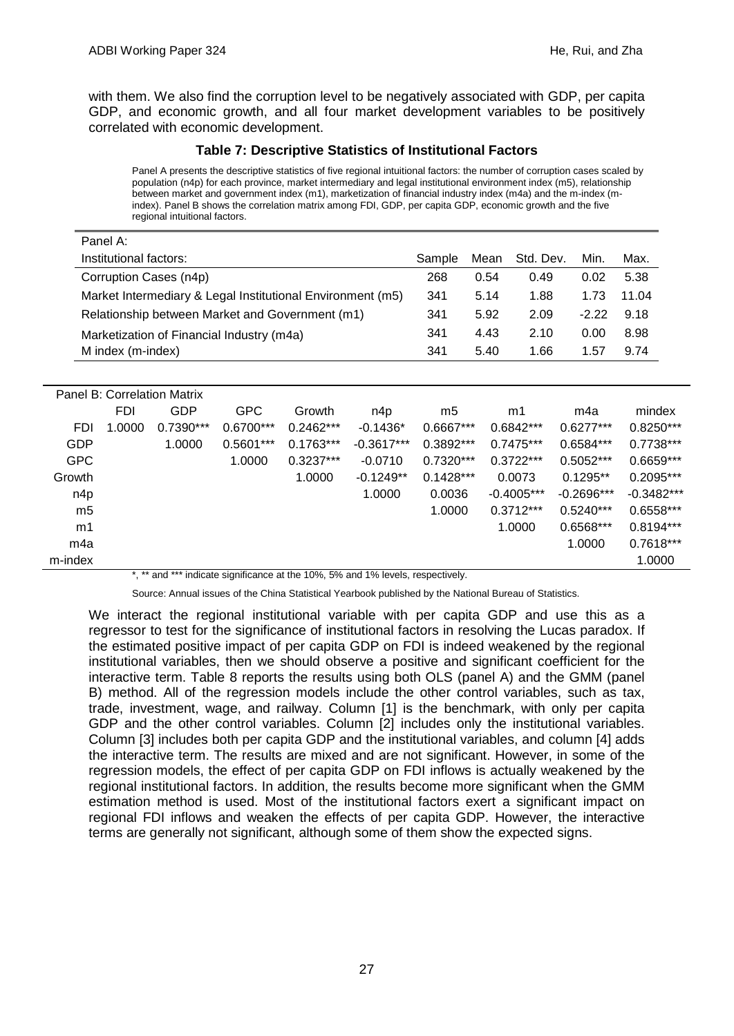with them. We also find the corruption level to be negatively associated with GDP, per capita GDP, and economic growth, and all four market development variables to be positively correlated with economic development.

**Table 7: Descriptive Statistics of Institutional Factors**

Panel A presents the descriptive statistics of five regional intuitional factors: the number of corruption cases scaled by population (n4p) for each province, market intermediary and legal institutional environment index (m5), relationship between market and government index (m1), marketization of financial industry index (m4a) and the m-index (m-index). Panel B shows the correlation matrix among FDI, GDP, per capita GDP, economic growth and the five regional intuitional factors.

| Panel A: | | | | | |
|---|---|---|---|---|---|
| Institutional factors: | Sample | Mean | Std. Dev. | Min. | Max. |
| Corruption Cases (n4p) | 268 | 0.54 | 0.49 | 0.02 | 5.38 |
| Market Intermediary & Legal Institutional Environment (m5) | 341 | 5.14 | 1.88 | 1.73 | 11.04 |
| Relationship between Market and Government (m1) | 341 | 5.92 | 2.09 | -2.22 | 9.18 |
| Marketization of Financial Industry (m4a) | 341 | 4.43 | 2.10 | 0.00 | 8.98 |
| M index (m-index) | 341 | 5.40 | 1.66 | 1.57 | 9.74 |

| Panel B: Correlation Matrix | | | | | | | | | |
|---|---|---|---|---|---|---|---|---|---|
| | FDI | GDP | GPC | Growth | n4p | m5 | m1 | m4a | mindex |
| FDI | 1.0000 | 0.7390*** | 0.6700*** | 0.2462*** | -0.1436* | 0.6667*** | 0.6842*** | 0.6277*** | 0.8250*** |
| GDP | | 1.0000 | 0.5601*** | 0.1763*** | -0.3617*** | 0.3892*** | 0.7475*** | 0.6584*** | 0.7738*** |
| GPC | | | 1.0000 | 0.3237*** | -0.0710 | 0.7320*** | 0.3722*** | 0.5052*** | 0.6659*** |
| Growth | | | | 1.0000 | -0.1249** | 0.1428*** | 0.0073 | 0.1295** | 0.2095*** |
| n4p | | | | | 1.0000 | 0.0036 | -0.4005*** | -0.2696*** | -0.3482*** |
| m5 | | | | | | 1.0000 | 0.3712*** | 0.5240*** | 0.6558*** |
| m1 | | | | | | | 1.0000 | 0.6568*** | 0.8194*** |
| m4a | | | | | | | | 1.0000 | 0.7618*** |
| m-index | | | | | | | | | 1.0000 |

*, ** and *** indicate significance at the 10%, 5% and 1% levels, respectively.

Source: Annual issues of the China Statistical Yearbook published by the National Bureau of Statistics.

We interact the regional institutional variable with per capita GDP and use this as a regressor to test for the significance of institutional factors in resolving the Lucas paradox. If the estimated positive impact of per capita GDP on FDI is indeed weakened by the regional institutional variables, then we should observe a positive and significant coefficient for the interactive term. Table 8 reports the results using both OLS (panel A) and the GMM (panel B) method. All of the regression models include the other control variables, such as tax, trade, investment, wage, and railway. Column [1] is the benchmark, with only per capita GDP and the other control variables. Column [2] includes only the institutional variables. Column [3] includes both per capita GDP and the institutional variables, and column [4] adds the interactive term. The results are mixed and are not significant. However, in some of the regression models, the effect of per capita GDP on FDI inflows is actually weakened by the regional institutional factors. In addition, the results become more significant when the GMM estimation method is used. Most of the institutional factors exert a significant impact on regional FDI inflows and weaken the effects of per capita GDP. However, the interactive terms are generally not significant, although some of them show the expected signs.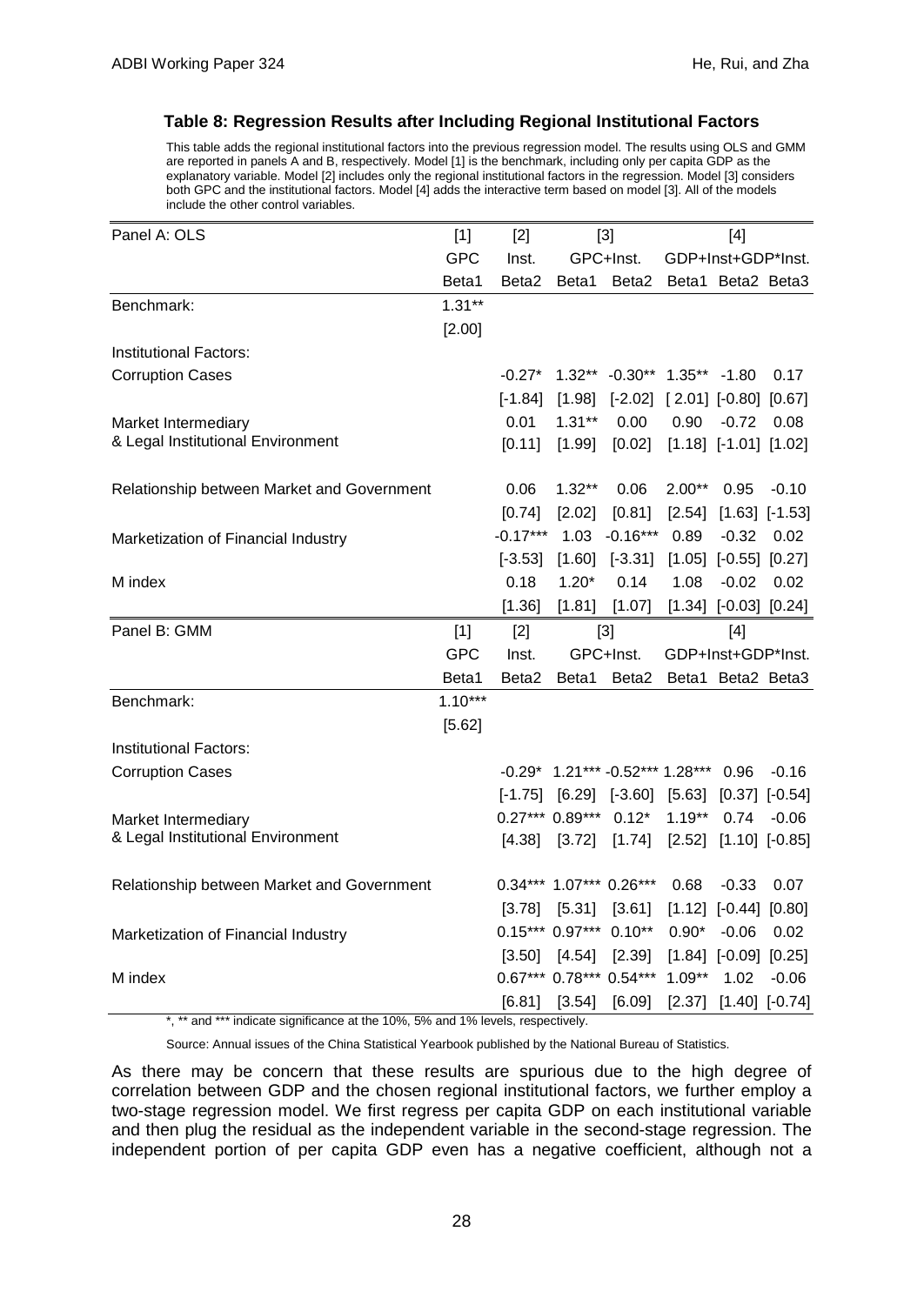### Table 8: Regression Results after Including Regional Institutional Factors

This table adds the regional institutional factors into the previous regression model. The results using OLS and GMM are reported in panels A and B, respectively. Model [1] is the benchmark, including only per capita GDP as the explanatory variable. Model [2] includes only the regional institutional factors in the regression. Model [3] considers both GPC and the institutional factors. Model [4] adds the interactive term based on model [3]. All of the models include the other control variables.

| Panel A: OLS | [1] | [2] | [3] | | [4] | | |
|---|---|---|---|---|---|---|---|
| | GPC | Inst. | GPC+Inst. | | GDP+Inst+GDP*Inst. | | |
| | Beta1 | Beta2 | Beta1 | Beta2 | Beta1 | Beta2 | Beta3 |
| Benchmark: | 1.31** | | | | | | |
| | [2.00] | | | | | | |
| Institutional Factors: | | | | | | | |
| Corruption Cases | | -0.27* | 1.32** | -0.30** | 1.35** | -1.80 | 0.17 |
| | | [-1.84] | [1.98] | [-2.02] | [ 2.01] | [-0.80] | [0.67] |
| Market Intermediary & Legal Institutional Environment | | 0.01 | 1.31** | 0.00 | 0.90 | -0.72 | 0.08 |
| | | [0.11] | [1.99] | [0.02] | [1.18] | [-1.01] | [1.02] |
| Relationship between Market and Government | | 0.06 | 1.32** | 0.06 | 2.00** | 0.95 | -0.10 |
| | | [0.74] | [2.02] | [0.81] | [2.54] | [1.63] | [-1.53] |
| Marketization of Financial Industry | | -0.17*** | 1.03 | -0.16*** | 0.89 | -0.32 | 0.02 |
| | | [-3.53] | [1.60] | [-3.31] | [1.05] | [-0.55] | [0.27] |
| M index | | 0.18 | 1.20* | 0.14 | 1.08 | -0.02 | 0.02 |
| | | [1.36] | [1.81] | [1.07] | [1.34] | [-0.03] | [0.24] |
| **Panel B: GMM** | [1] | [2] | [3] | | [4] | | |
| | GPC | Inst. | GPC+Inst. | | GDP+Inst+GDP*Inst. | | |
| | Beta1 | Beta2 | Beta1 | Beta2 | Beta1 | Beta2 | Beta3 |
| Benchmark: | 1.10*** | | | | | | |
| | [5.62] | | | | | | |
| Institutional Factors: | | | | | | | |
| Corruption Cases | | -0.29* | 1.21*** | -0.52*** | 1.28*** | 0.96 | -0.16 |
| | | [-1.75] | [6.29] | [-3.60] | [5.63] | [0.37] | [-0.54] |
| Market Intermediary & Legal Institutional Environment | | 0.27*** | 0.89*** | 0.12* | 1.19** | 0.74 | -0.06 |
| | | [4.38] | [3.72] | [1.74] | [2.52] | [1.10] | [-0.85] |
| Relationship between Market and Government | | 0.34*** | 1.07*** | 0.26*** | 0.68 | -0.33 | 0.07 |
| | | [3.78] | [5.31] | [3.61] | [1.12] | [-0.44] | [0.80] |
| Marketization of Financial Industry | | 0.15*** | 0.97*** | 0.10** | 0.90* | -0.06 | 0.02 |
| | | [3.50] | [4.54] | [2.39] | [1.84] | [-0.09] | [0.25] |
| M index | | 0.67*** | 0.78*** | 0.54*** | 1.09** | 1.02 | -0.06 |
| | | [6.81] | [3.54] | [6.09] | [2.37] | [1.40] | [-0.74] |

*, ** and *** indicate significance at the 10%, 5% and 1% levels, respectively.

Source: Annual issues of the China Statistical Yearbook published by the National Bureau of Statistics.

As there may be concern that these results are spurious due to the high degree of correlation between GDP and the chosen regional institutional factors, we further employ a two-stage regression model. We first regress per capita GDP on each institutional variable and then plug the residual as the independent variable in the second-stage regression. The independent portion of per capita GDP even has a negative coefficient, although not a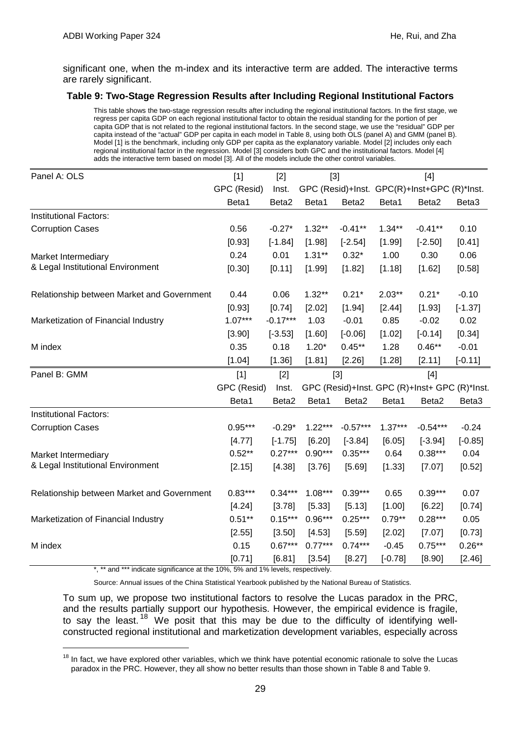significant one, when the m-index and its interactive term are added. The interactive terms are rarely significant.

**Table 9: Two-Stage Regression Results after Including Regional Institutional Factors**

This table shows the two-stage regression results after including the regional institutional factors. In the first stage, we regress per capita GDP on each regional institutional factor to obtain the residual standing for the portion of per capita GDP that is not related to the regional institutional factors. In the second stage, we use the "residual" GDP per capita instead of the "actual" GDP per capita in each model in Table 8, using both OLS (panel A) and GMM (panel B). Model [1] is the benchmark, including only GDP per capita as the explanatory variable. Model [2] includes only each regional institutional factor in the regression. Model [3] considers both GPC and the institutional factors. Model [4] adds the interactive term based on model [3]. All of the models include the other control variables.

| Panel A: OLS | [1] | [2] | [3] | | [4] | | |
|---|---|---|---|---|---|---|---|
| | GPC (Resid) | Inst. | GPC (Resid)+Inst. | | GPC(R)+Inst+GPC (R)*Inst. | | |
| | Beta1 | Beta2 | Beta1 | Beta2 | Beta1 | Beta2 | Beta3 |
| Institutional Factors: | | | | | | | |
| Corruption Cases | 0.56 | -0.27* | 1.32** | -0.41** | 1.34** | -0.41** | 0.10 |
| | [0.93] | [-1.84] | [1.98] | [-2.54] | [1.99] | [-2.50] | [0.41] |
| Market Intermediary & Legal Institutional Environment | 0.24 | 0.01 | 1.31** | 0.32* | 1.00 | 0.30 | 0.06 |
| | [0.30] | [0.11] | [1.99] | [1.82] | [1.18] | [1.62] | [0.58] |
| Relationship between Market and Government | 0.44 | 0.06 | 1.32** | 0.21* | 2.03** | 0.21* | -0.10 |
| | [0.93] | [0.74] | [2.02] | [1.94] | [2.44] | [1.93] | [-1.37] |
| Marketization of Financial Industry | 1.07*** | -0.17*** | 1.03 | -0.01 | 0.85 | -0.02 | 0.02 |
| | [3.90] | [-3.53] | [1.60] | [-0.06] | [1.02] | [-0.14] | [0.34] |
| M index | 0.35 | 0.18 | 1.20* | 0.45** | 1.28 | 0.46** | -0.01 |
| | [1.04] | [1.36] | [1.81] | [2.26] | [1.28] | [2.11] | [-0.11] |
| **Panel B: GMM** | [1] | [2] | [3] | | [4] | | |
| | GPC (Resid) | Inst. | GPC (Resid)+Inst. | | GPC (R)+Inst+ GPC (R)*Inst. | | |
| | Beta1 | Beta2 | Beta1 | Beta2 | Beta1 | Beta2 | Beta3 |
| Institutional Factors: | | | | | | | |
| Corruption Cases | 0.95*** | -0.29* | 1.22*** | -0.57*** | 1.37*** | -0.54*** | -0.24 |
| | [4.77] | [-1.75] | [6.20] | [-3.84] | [6.05] | [-3.94] | [-0.85] |
| Market Intermediary & Legal Institutional Environment | 0.52** | 0.27*** | 0.90*** | 0.35*** | 0.64 | 0.38*** | 0.04 |
| | [2.15] | [4.38] | [3.76] | [5.69] | [1.33] | [7.07] | [0.52] |
| Relationship between Market and Government | 0.83*** | 0.34*** | 1.08*** | 0.39*** | 0.65 | 0.39*** | 0.07 |
| | [4.24] | [3.78] | [5.33] | [5.13] | [1.00] | [6.22] | [0.74] |
| Marketization of Financial Industry | 0.51** | 0.15*** | 0.96*** | 0.25*** | 0.79** | 0.28*** | 0.05 |
| | [2.55] | [3.50] | [4.53] | [5.59] | [2.02] | [7.07] | [0.73] |
| M index | 0.15 | 0.67*** | 0.77*** | 0.74*** | -0.45 | 0.75*** | 0.26** |
| | [0.71] | [6.81] | [3.54] | [8.27] | [-0.78] | [8.90] | [2.46] |

*, ** and *** indicate significance at the 10%, 5% and 1% levels, respectively.

Source: Annual issues of the China Statistical Yearbook published by the National Bureau of Statistics.

To sum up, we propose two institutional factors to resolve the Lucas paradox in the PRC, and the results partially support our hypothesis. However, the empirical evidence is fragile, to say the least.[18] We posit that this may be due to the difficulty of identifying well-constructed regional institutional and marketization development variables, especially across

[18] In fact, we have explored other variables, which we think have potential economic rationale to solve the Lucas paradox in the PRC. However, they all show no better results than those shown in Table 8 and Table 9.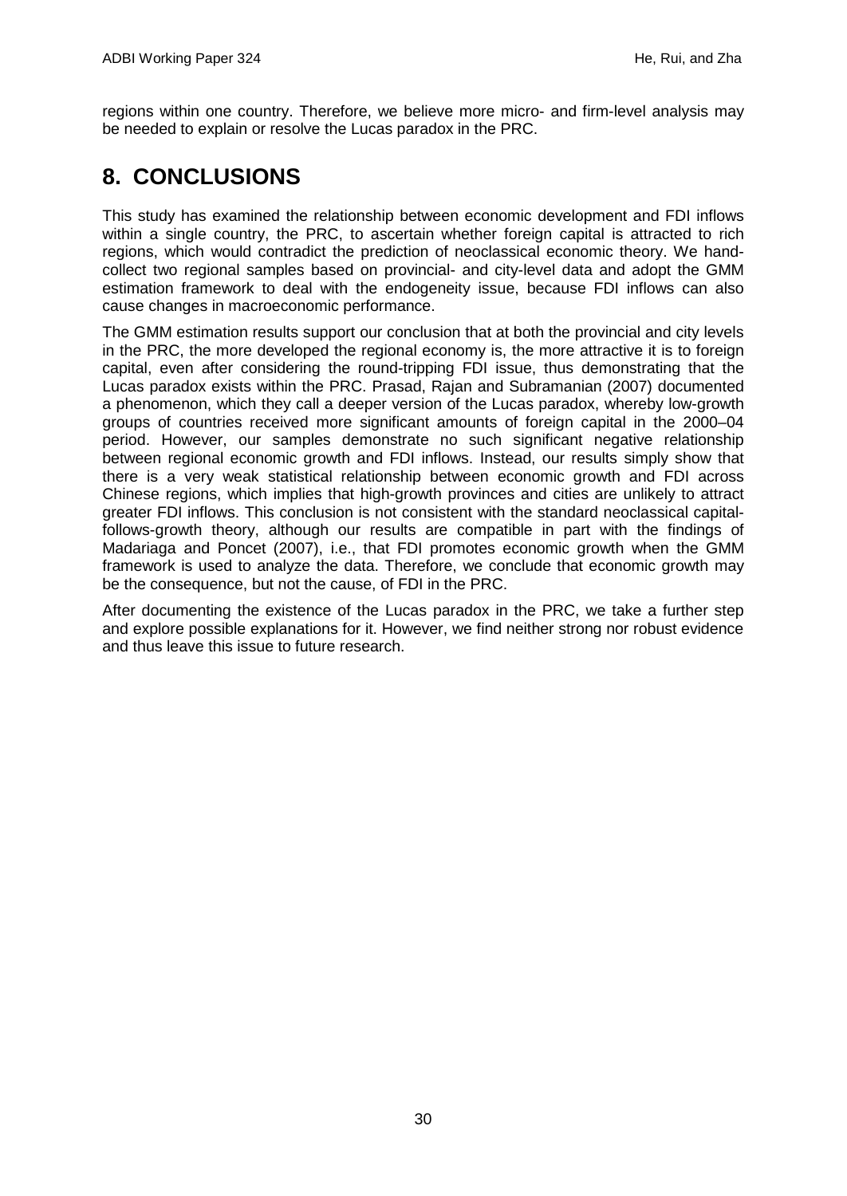regions within one country. Therefore, we believe more micro- and firm-level analysis may be needed to explain or resolve the Lucas paradox in the PRC.

# 8. CONCLUSIONS

This study has examined the relationship between economic development and FDI inflows within a single country, the PRC, to ascertain whether foreign capital is attracted to rich regions, which would contradict the prediction of neoclassical economic theory. We hand-collect two regional samples based on provincial- and city-level data and adopt the GMM estimation framework to deal with the endogeneity issue, because FDI inflows can also cause changes in macroeconomic performance.

The GMM estimation results support our conclusion that at both the provincial and city levels in the PRC, the more developed the regional economy is, the more attractive it is to foreign capital, even after considering the round-tripping FDI issue, thus demonstrating that the Lucas paradox exists within the PRC. Prasad, Rajan and Subramanian (2007) documented a phenomenon, which they call a deeper version of the Lucas paradox, whereby low-growth groups of countries received more significant amounts of foreign capital in the 2000–04 period. However, our samples demonstrate no such significant negative relationship between regional economic growth and FDI inflows. Instead, our results simply show that there is a very weak statistical relationship between economic growth and FDI across Chinese regions, which implies that high-growth provinces and cities are unlikely to attract greater FDI inflows. This conclusion is not consistent with the standard neoclassical capital-follows-growth theory, although our results are compatible in part with the findings of Madariaga and Poncet (2007), i.e., that FDI promotes economic growth when the GMM framework is used to analyze the data. Therefore, we conclude that economic growth may be the consequence, but not the cause, of FDI in the PRC.

After documenting the existence of the Lucas paradox in the PRC, we take a further step and explore possible explanations for it. However, we find neither strong nor robust evidence and thus leave this issue to future research.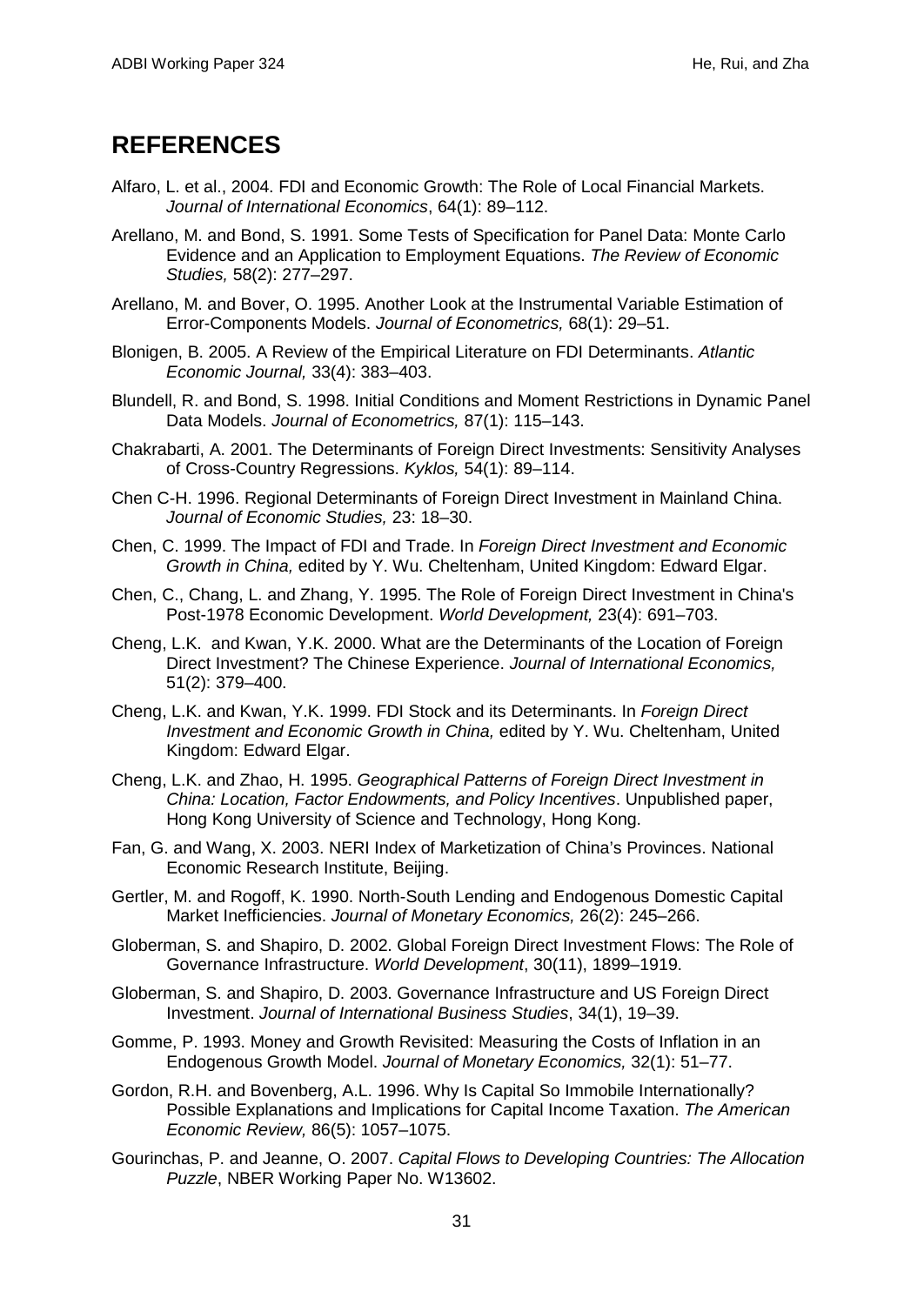## REFERENCES

Alfaro, L. et al., 2004. FDI and Economic Growth: The Role of Local Financial Markets. *Journal of International Economics*, 64(1): 89–112.

Arellano, M. and Bond, S. 1991. Some Tests of Specification for Panel Data: Monte Carlo Evidence and an Application to Employment Equations. *The Review of Economic Studies,* 58(2): 277–297.

Arellano, M. and Bover, O. 1995. Another Look at the Instrumental Variable Estimation of Error-Components Models. *Journal of Econometrics,* 68(1): 29–51.

Blonigen, B. 2005. A Review of the Empirical Literature on FDI Determinants. *Atlantic Economic Journal,* 33(4): 383–403.

Blundell, R. and Bond, S. 1998. Initial Conditions and Moment Restrictions in Dynamic Panel Data Models. *Journal of Econometrics,* 87(1): 115–143.

Chakrabarti, A. 2001. The Determinants of Foreign Direct Investments: Sensitivity Analyses of Cross-Country Regressions. *Kyklos,* 54(1): 89–114.

Chen C-H. 1996. Regional Determinants of Foreign Direct Investment in Mainland China. *Journal of Economic Studies,* 23: 18–30.

Chen, C. 1999. The Impact of FDI and Trade. In *Foreign Direct Investment and Economic Growth in China,* edited by Y. Wu. Cheltenham, United Kingdom: Edward Elgar.

Chen, C., Chang, L. and Zhang, Y. 1995. The Role of Foreign Direct Investment in China's Post-1978 Economic Development. *World Development,* 23(4): 691–703.

Cheng, L.K. and Kwan, Y.K. 2000. What are the Determinants of the Location of Foreign Direct Investment? The Chinese Experience. *Journal of International Economics,* 51(2): 379–400.

Cheng, L.K. and Kwan, Y.K. 1999. FDI Stock and its Determinants. In *Foreign Direct Investment and Economic Growth in China,* edited by Y. Wu. Cheltenham, United Kingdom: Edward Elgar.

Cheng, L.K. and Zhao, H. 1995. *Geographical Patterns of Foreign Direct Investment in China: Location, Factor Endowments, and Policy Incentives*. Unpublished paper, Hong Kong University of Science and Technology, Hong Kong.

Fan, G. and Wang, X. 2003. NERI Index of Marketization of China's Provinces. National Economic Research Institute, Beijing.

Gertler, M. and Rogoff, K. 1990. North-South Lending and Endogenous Domestic Capital Market Inefficiencies. *Journal of Monetary Economics,* 26(2): 245–266.

Globerman, S. and Shapiro, D. 2002. Global Foreign Direct Investment Flows: The Role of Governance Infrastructure. *World Development*, 30(11), 1899–1919.

Globerman, S. and Shapiro, D. 2003. Governance Infrastructure and US Foreign Direct Investment. *Journal of International Business Studies*, 34(1), 19–39.

Gomme, P. 1993. Money and Growth Revisited: Measuring the Costs of Inflation in an Endogenous Growth Model. *Journal of Monetary Economics,* 32(1): 51–77.

Gordon, R.H. and Bovenberg, A.L. 1996. Why Is Capital So Immobile Internationally? Possible Explanations and Implications for Capital Income Taxation. *The American Economic Review,* 86(5): 1057–1075.

Gourinchas, P. and Jeanne, O. 2007. *Capital Flows to Developing Countries: The Allocation Puzzle*, NBER Working Paper No. W13602.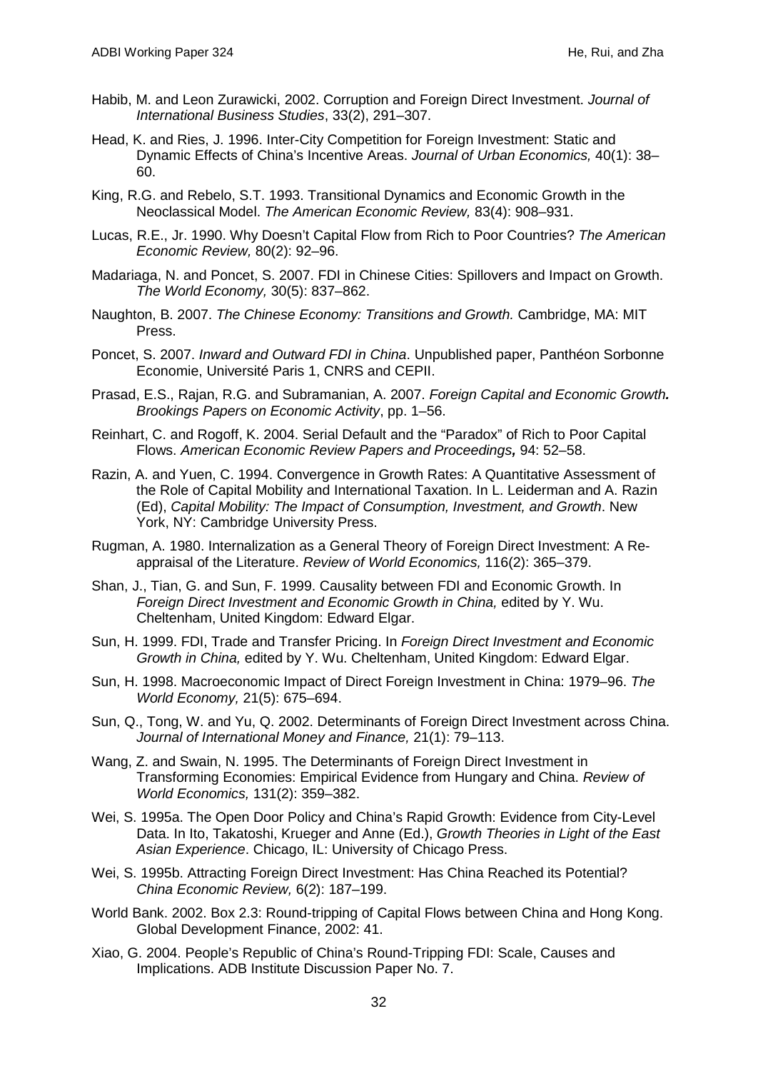Habib, M. and Leon Zurawicki, 2002. Corruption and Foreign Direct Investment. *Journal of International Business Studies*, 33(2), 291–307.

Head, K. and Ries, J. 1996. Inter-City Competition for Foreign Investment: Static and Dynamic Effects of China's Incentive Areas. *Journal of Urban Economics,* 40(1): 38–60.

King, R.G. and Rebelo, S.T. 1993. Transitional Dynamics and Economic Growth in the Neoclassical Model. *The American Economic Review,* 83(4): 908–931.

Lucas, R.E., Jr. 1990. Why Doesn't Capital Flow from Rich to Poor Countries? *The American Economic Review,* 80(2): 92–96.

Madariaga, N. and Poncet, S. 2007. FDI in Chinese Cities: Spillovers and Impact on Growth. *The World Economy,* 30(5): 837–862.

Naughton, B. 2007. *The Chinese Economy: Transitions and Growth.* Cambridge, MA: MIT Press.

Poncet, S. 2007. *Inward and Outward FDI in China*. Unpublished paper, Panthéon Sorbonne Economie, Université Paris 1, CNRS and CEPII.

Prasad, E.S., Rajan, R.G. and Subramanian, A. 2007. *Foreign Capital and Economic Growth. Brookings Papers on Economic Activity*, pp. 1–56.

Reinhart, C. and Rogoff, K. 2004. Serial Default and the "Paradox" of Rich to Poor Capital Flows. *American Economic Review Papers and Proceedings,* 94: 52–58.

Razin, A. and Yuen, C. 1994. Convergence in Growth Rates: A Quantitative Assessment of the Role of Capital Mobility and International Taxation. In L. Leiderman and A. Razin (Ed), *Capital Mobility: The Impact of Consumption, Investment, and Growth*. New York, NY: Cambridge University Press.

Rugman, A. 1980. Internalization as a General Theory of Foreign Direct Investment: A Re-appraisal of the Literature. *Review of World Economics,* 116(2): 365–379.

Shan, J., Tian, G. and Sun, F. 1999. Causality between FDI and Economic Growth. In *Foreign Direct Investment and Economic Growth in China,* edited by Y. Wu. Cheltenham, United Kingdom: Edward Elgar.

Sun, H. 1999. FDI, Trade and Transfer Pricing. In *Foreign Direct Investment and Economic Growth in China,* edited by Y. Wu. Cheltenham, United Kingdom: Edward Elgar.

Sun, H. 1998. Macroeconomic Impact of Direct Foreign Investment in China: 1979–96. *The World Economy,* 21(5): 675–694.

Sun, Q., Tong, W. and Yu, Q. 2002. Determinants of Foreign Direct Investment across China. *Journal of International Money and Finance,* 21(1): 79–113.

Wang, Z. and Swain, N. 1995. The Determinants of Foreign Direct Investment in Transforming Economies: Empirical Evidence from Hungary and China. *Review of World Economics,* 131(2): 359–382.

Wei, S. 1995a. The Open Door Policy and China's Rapid Growth: Evidence from City-Level Data. In Ito, Takatoshi, Krueger and Anne (Ed.), *Growth Theories in Light of the East Asian Experience*. Chicago, IL: University of Chicago Press.

Wei, S. 1995b. Attracting Foreign Direct Investment: Has China Reached its Potential? *China Economic Review,* 6(2): 187–199.

World Bank. 2002. Box 2.3: Round-tripping of Capital Flows between China and Hong Kong. Global Development Finance, 2002: 41.

Xiao, G. 2004. People's Republic of China's Round-Tripping FDI: Scale, Causes and Implications. ADB Institute Discussion Paper No. 7.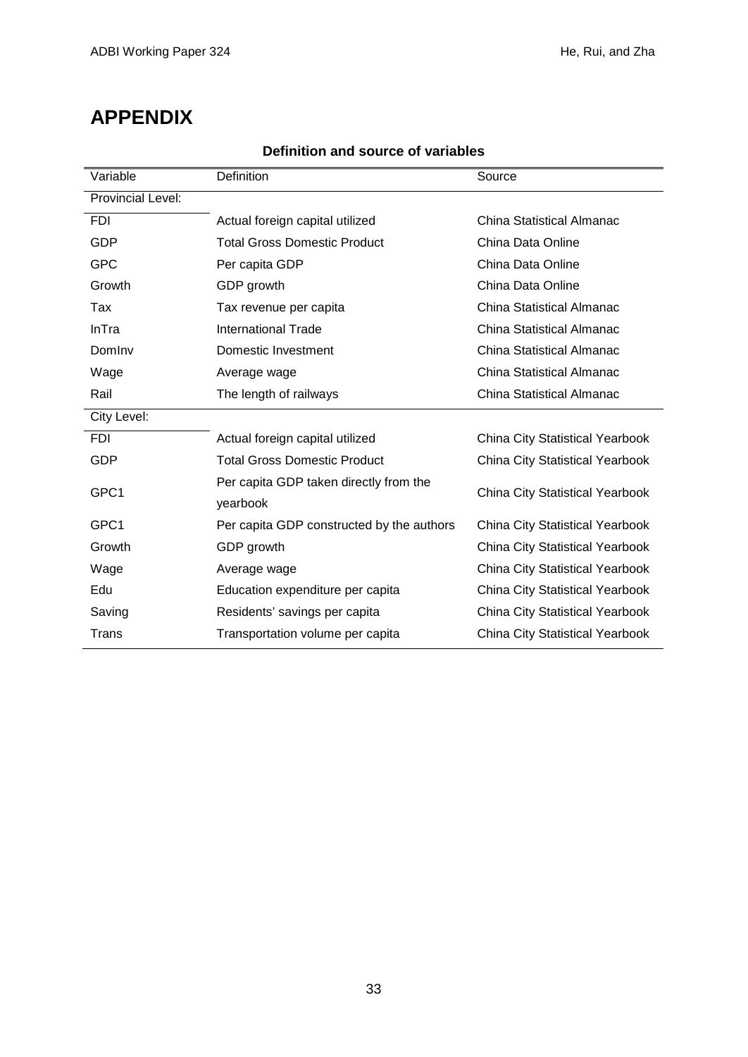# APPENDIX

**Definition and source of variables**

| Variable | Definition | Source |
|---|---|---|
| Provincial Level: | | |
| FDI | Actual foreign capital utilized | China Statistical Almanac |
| GDP | Total Gross Domestic Product | China Data Online |
| GPC | Per capita GDP | China Data Online |
| Growth | GDP growth | China Data Online |
| Tax | Tax revenue per capita | China Statistical Almanac |
| InTra | International Trade | China Statistical Almanac |
| DomInv | Domestic Investment | China Statistical Almanac |
| Wage | Average wage | China Statistical Almanac |
| Rail | The length of railways | China Statistical Almanac |
| City Level: | | |
| FDI | Actual foreign capital utilized | China City Statistical Yearbook |
| GDP | Total Gross Domestic Product | China City Statistical Yearbook |
| GPC1 | Per capita GDP taken directly from the yearbook | China City Statistical Yearbook |
| GPC1 | Per capita GDP constructed by the authors | China City Statistical Yearbook |
| Growth | GDP growth | China City Statistical Yearbook |
| Wage | Average wage | China City Statistical Yearbook |
| Edu | Education expenditure per capita | China City Statistical Yearbook |
| Saving | Residents' savings per capita | China City Statistical Yearbook |
| Trans | Transportation volume per capita | China City Statistical Yearbook |